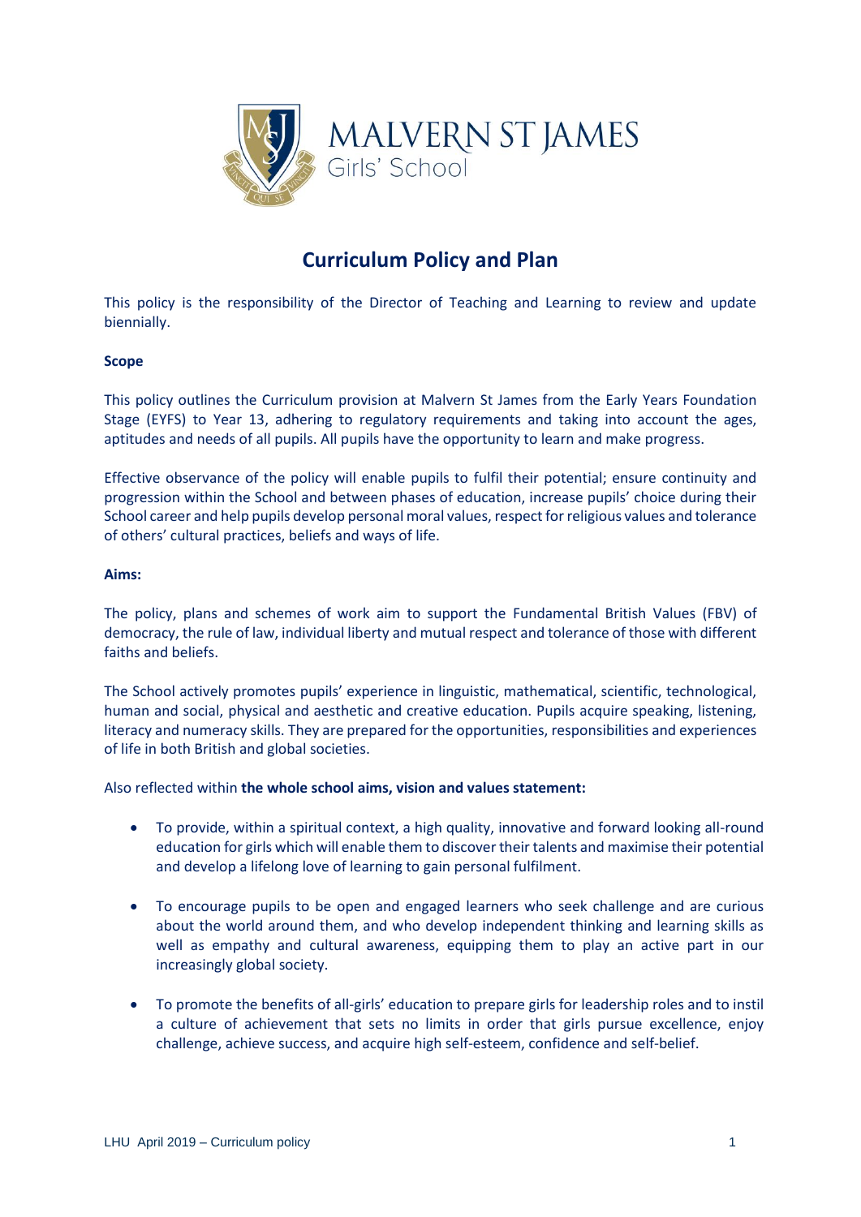MALVERN ST JAMES
Girls' School

# Curriculum Policy and Plan

This policy is the responsibility of the Director of Teaching and Learning to review and update biennially.

**Scope**

This policy outlines the Curriculum provision at Malvern St James from the Early Years Foundation Stage (EYFS) to Year 13, adhering to regulatory requirements and taking into account the ages, aptitudes and needs of all pupils. All pupils have the opportunity to learn and make progress.

Effective observance of the policy will enable pupils to fulfil their potential; ensure continuity and progression within the School and between phases of education, increase pupils' choice during their School career and help pupils develop personal moral values, respect for religious values and tolerance of others' cultural practices, beliefs and ways of life.

**Aims:**

The policy, plans and schemes of work aim to support the Fundamental British Values (FBV) of democracy, the rule of law, individual liberty and mutual respect and tolerance of those with different faiths and beliefs.

The School actively promotes pupils' experience in linguistic, mathematical, scientific, technological, human and social, physical and aesthetic and creative education. Pupils acquire speaking, listening, literacy and numeracy skills. They are prepared for the opportunities, responsibilities and experiences of life in both British and global societies.

Also reflected within **the whole school aims, vision and values statement:**

- To provide, within a spiritual context, a high quality, innovative and forward looking all-round education for girls which will enable them to discover their talents and maximise their potential and develop a lifelong love of learning to gain personal fulfilment.
- To encourage pupils to be open and engaged learners who seek challenge and are curious about the world around them, and who develop independent thinking and learning skills as well as empathy and cultural awareness, equipping them to play an active part in our increasingly global society.
- To promote the benefits of all-girls' education to prepare girls for leadership roles and to instil a culture of achievement that sets no limits in order that girls pursue excellence, enjoy challenge, achieve success, and acquire high self-esteem, confidence and self-belief.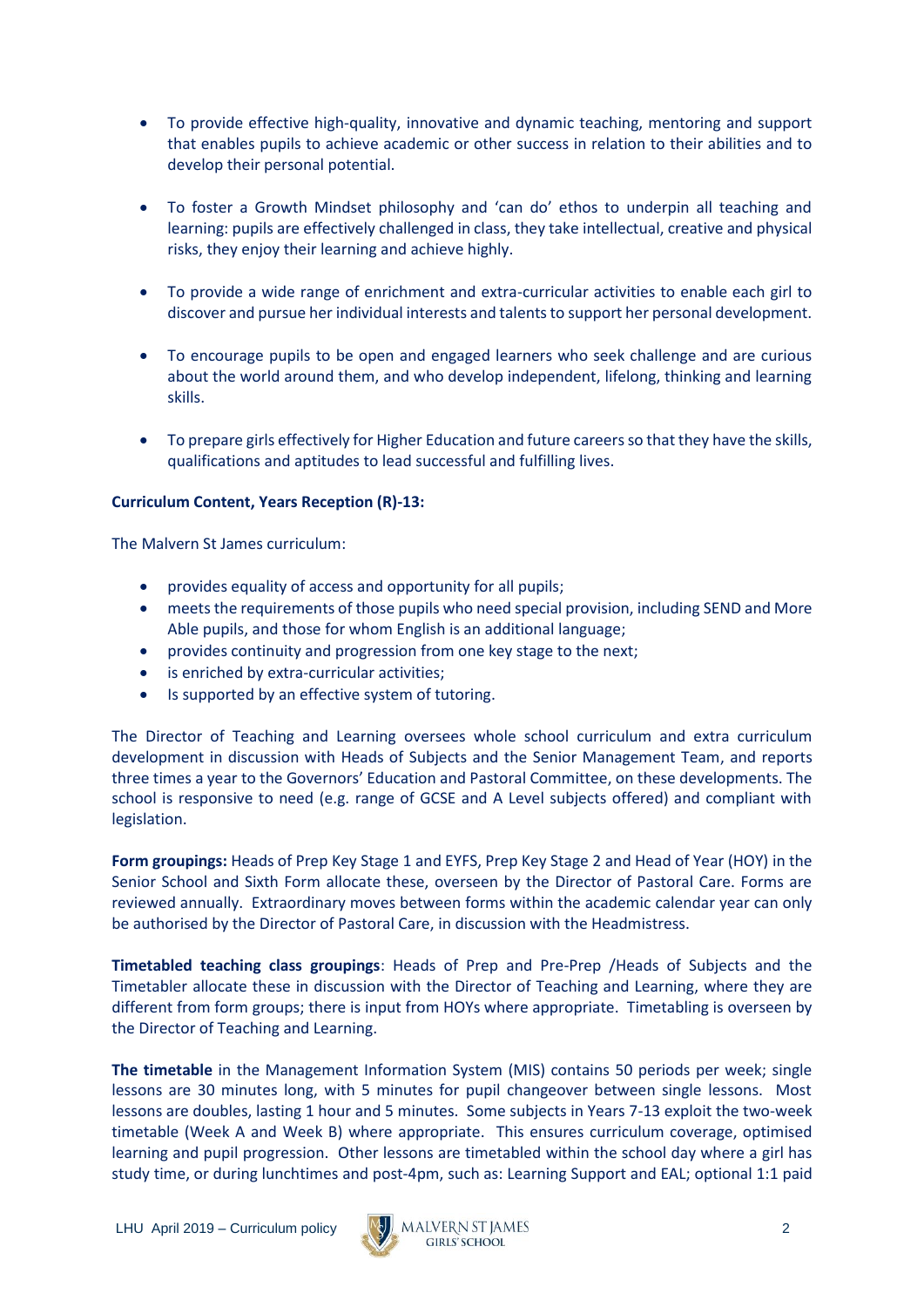- To provide effective high-quality, innovative and dynamic teaching, mentoring and support that enables pupils to achieve academic or other success in relation to their abilities and to develop their personal potential.

- To foster a Growth Mindset philosophy and 'can do' ethos to underpin all teaching and learning: pupils are effectively challenged in class, they take intellectual, creative and physical risks, they enjoy their learning and achieve highly.

- To provide a wide range of enrichment and extra-curricular activities to enable each girl to discover and pursue her individual interests and talents to support her personal development.

- To encourage pupils to be open and engaged learners who seek challenge and are curious about the world around them, and who develop independent, lifelong, thinking and learning skills.

- To prepare girls effectively for Higher Education and future careers so that they have the skills, qualifications and aptitudes to lead successful and fulfilling lives.

**Curriculum Content, Years Reception (R)-13:**

The Malvern St James curriculum:

- provides equality of access and opportunity for all pupils;
- meets the requirements of those pupils who need special provision, including SEND and More Able pupils, and those for whom English is an additional language;
- provides continuity and progression from one key stage to the next;
- is enriched by extra-curricular activities;
- Is supported by an effective system of tutoring.

The Director of Teaching and Learning oversees whole school curriculum and extra curriculum development in discussion with Heads of Subjects and the Senior Management Team, and reports three times a year to the Governors' Education and Pastoral Committee, on these developments. The school is responsive to need (e.g. range of GCSE and A Level subjects offered) and compliant with legislation.

**Form groupings:** Heads of Prep Key Stage 1 and EYFS, Prep Key Stage 2 and Head of Year (HOY) in the Senior School and Sixth Form allocate these, overseen by the Director of Pastoral Care. Forms are reviewed annually. Extraordinary moves between forms within the academic calendar year can only be authorised by the Director of Pastoral Care, in discussion with the Headmistress.

**Timetabled teaching class groupings**: Heads of Prep and Pre-Prep /Heads of Subjects and the Timetabler allocate these in discussion with the Director of Teaching and Learning, where they are different from form groups; there is input from HOYs where appropriate. Timetabling is overseen by the Director of Teaching and Learning.

**The timetable** in the Management Information System (MIS) contains 50 periods per week; single lessons are 30 minutes long, with 5 minutes for pupil changeover between single lessons. Most lessons are doubles, lasting 1 hour and 5 minutes. Some subjects in Years 7-13 exploit the two-week timetable (Week A and Week B) where appropriate. This ensures curriculum coverage, optimised learning and pupil progression. Other lessons are timetabled within the school day where a girl has study time, or during lunchtimes and post-4pm, such as: Learning Support and EAL; optional 1:1 paid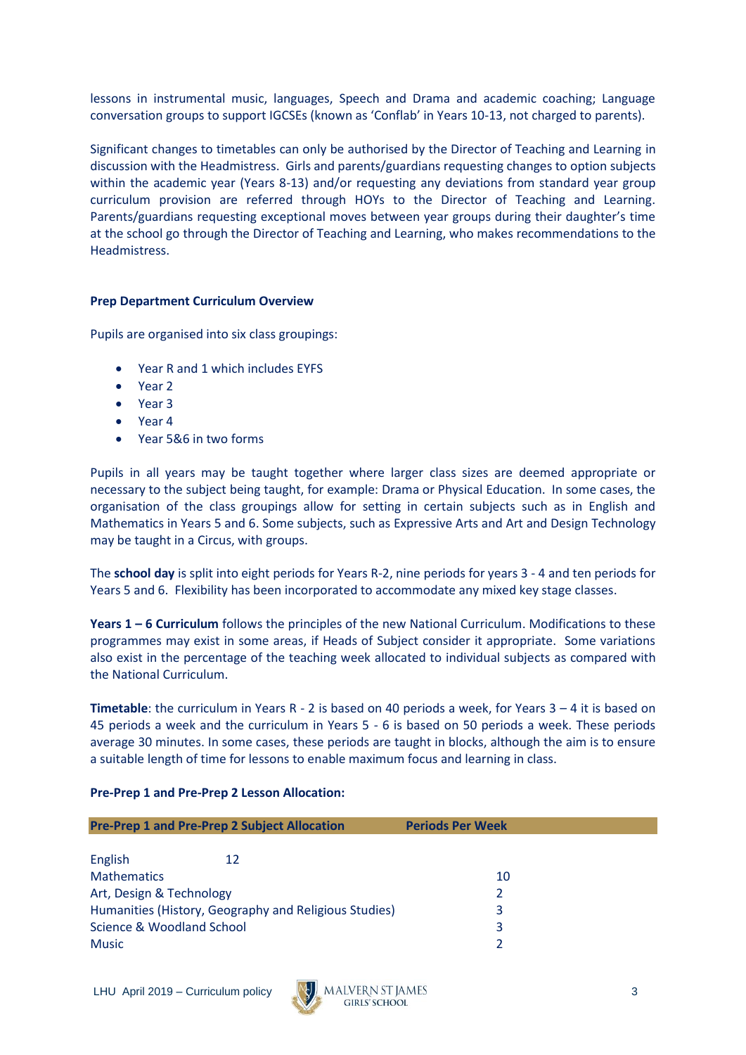lessons in instrumental music, languages, Speech and Drama and academic coaching; Language conversation groups to support IGCSEs (known as 'Conflab' in Years 10-13, not charged to parents).

Significant changes to timetables can only be authorised by the Director of Teaching and Learning in discussion with the Headmistress. Girls and parents/guardians requesting changes to option subjects within the academic year (Years 8-13) and/or requesting any deviations from standard year group curriculum provision are referred through HOYs to the Director of Teaching and Learning. Parents/guardians requesting exceptional moves between year groups during their daughter's time at the school go through the Director of Teaching and Learning, who makes recommendations to the Headmistress.

**Prep Department Curriculum Overview**

Pupils are organised into six class groupings:

- Year R and 1 which includes EYFS
- Year 2
- Year 3
- Year 4
- Year 5&6 in two forms

Pupils in all years may be taught together where larger class sizes are deemed appropriate or necessary to the subject being taught, for example: Drama or Physical Education. In some cases, the organisation of the class groupings allow for setting in certain subjects such as in English and Mathematics in Years 5 and 6. Some subjects, such as Expressive Arts and Art and Design Technology may be taught in a Circus, with groups.

The **school day** is split into eight periods for Years R-2, nine periods for years 3 - 4 and ten periods for Years 5 and 6. Flexibility has been incorporated to accommodate any mixed key stage classes.

**Years 1 – 6 Curriculum** follows the principles of the new National Curriculum. Modifications to these programmes may exist in some areas, if Heads of Subject consider it appropriate. Some variations also exist in the percentage of the teaching week allocated to individual subjects as compared with the National Curriculum.

**Timetable**: the curriculum in Years R - 2 is based on 40 periods a week, for Years 3 – 4 it is based on 45 periods a week and the curriculum in Years 5 - 6 is based on 50 periods a week. These periods average 30 minutes. In some cases, these periods are taught in blocks, although the aim is to ensure a suitable length of time for lessons to enable maximum focus and learning in class.

**Pre-Prep 1 and Pre-Prep 2 Lesson Allocation:**

| Pre-Prep 1 and Pre-Prep 2 Subject Allocation | Periods Per Week |
| --- | --- |
| English | 12 |
| Mathematics | 10 |
| Art, Design & Technology | 2 |
| Humanities (History, Geography and Religious Studies) | 3 |
| Science & Woodland School | 3 |
| Music | 2 |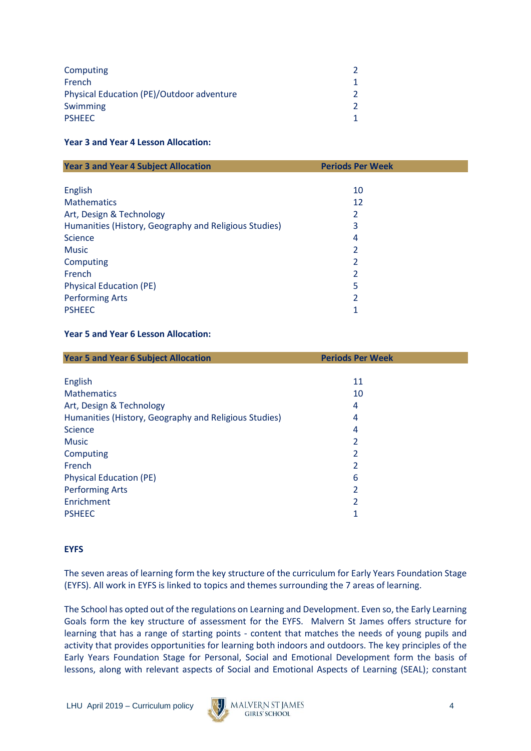| | |
|---|---|
| Computing | 2 |
| French | 1 |
| Physical Education (PE)/Outdoor adventure | 2 |
| Swimming | 2 |
| PSHEEC | 1 |

**Year 3 and Year 4 Lesson Allocation:**

| Year 3 and Year 4 Subject Allocation | Periods Per Week |
|---|---|
| English | 10 |
| Mathematics | 12 |
| Art, Design & Technology | 2 |
| Humanities (History, Geography and Religious Studies) | 3 |
| Science | 4 |
| Music | 2 |
| Computing | 2 |
| French | 2 |
| Physical Education (PE) | 5 |
| Performing Arts | 2 |
| PSHEEC | 1 |

**Year 5 and Year 6 Lesson Allocation:**

| Year 5 and Year 6 Subject Allocation | Periods Per Week |
|---|---|
| English | 11 |
| Mathematics | 10 |
| Art, Design & Technology | 4 |
| Humanities (History, Geography and Religious Studies) | 4 |
| Science | 4 |
| Music | 2 |
| Computing | 2 |
| French | 2 |
| Physical Education (PE) | 6 |
| Performing Arts | 2 |
| Enrichment | 2 |
| PSHEEC | 1 |

**EYFS**

The seven areas of learning form the key structure of the curriculum for Early Years Foundation Stage (EYFS). All work in EYFS is linked to topics and themes surrounding the 7 areas of learning.

The School has opted out of the regulations on Learning and Development. Even so, the Early Learning Goals form the key structure of assessment for the EYFS. Malvern St James offers structure for learning that has a range of starting points - content that matches the needs of young pupils and activity that provides opportunities for learning both indoors and outdoors. The key principles of the Early Years Foundation Stage for Personal, Social and Emotional Development form the basis of lessons, along with relevant aspects of Social and Emotional Aspects of Learning (SEAL); constant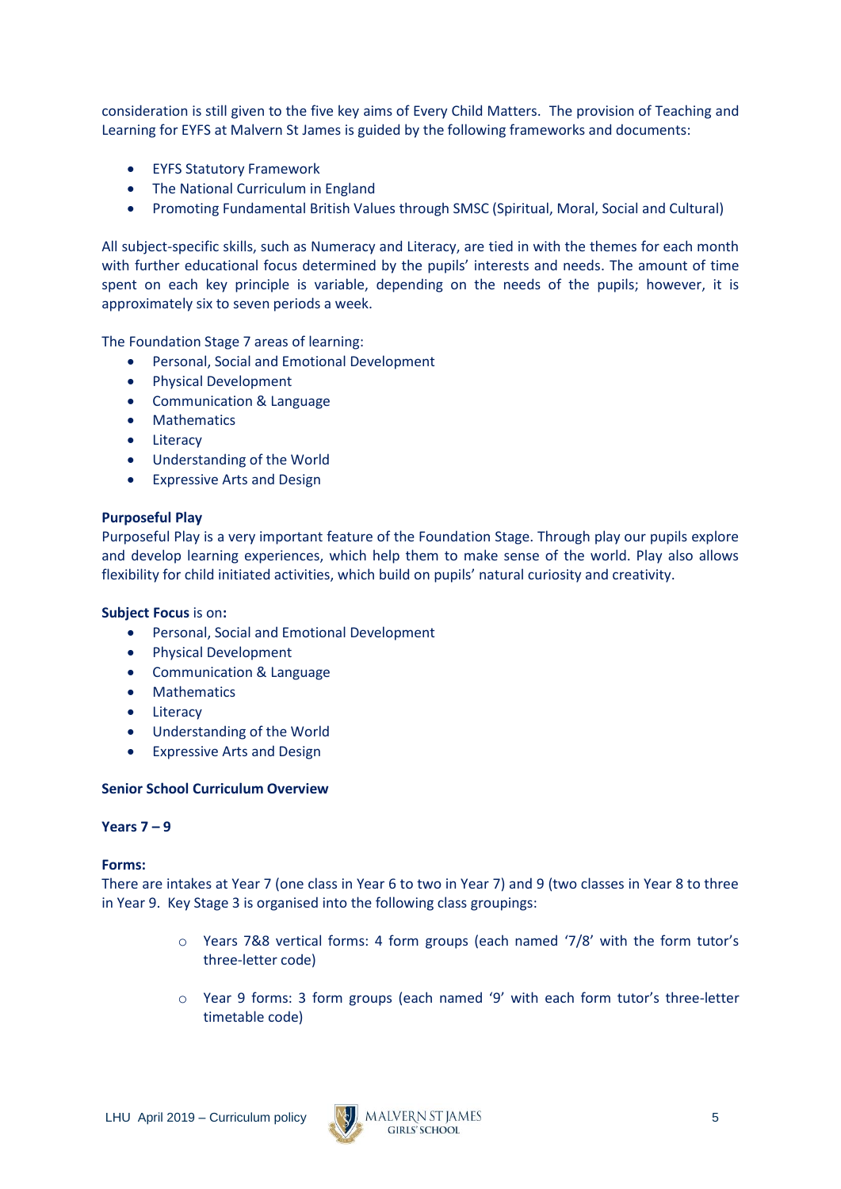consideration is still given to the five key aims of Every Child Matters. The provision of Teaching and Learning for EYFS at Malvern St James is guided by the following frameworks and documents:

- EYFS Statutory Framework
- The National Curriculum in England
- Promoting Fundamental British Values through SMSC (Spiritual, Moral, Social and Cultural)

All subject-specific skills, such as Numeracy and Literacy, are tied in with the themes for each month with further educational focus determined by the pupils' interests and needs. The amount of time spent on each key principle is variable, depending on the needs of the pupils; however, it is approximately six to seven periods a week.

The Foundation Stage 7 areas of learning:

- Personal, Social and Emotional Development
- Physical Development
- Communication & Language
- Mathematics
- Literacy
- Understanding of the World
- Expressive Arts and Design

**Purposeful Play**

Purposeful Play is a very important feature of the Foundation Stage. Through play our pupils explore and develop learning experiences, which help them to make sense of the world. Play also allows flexibility for child initiated activities, which build on pupils' natural curiosity and creativity.

**Subject Focus** is on**:**

- Personal, Social and Emotional Development
- Physical Development
- Communication & Language
- Mathematics
- Literacy
- Understanding of the World
- Expressive Arts and Design

**Senior School Curriculum Overview**

**Years 7 – 9**

**Forms:**

There are intakes at Year 7 (one class in Year 6 to two in Year 7) and 9 (two classes in Year 8 to three in Year 9. Key Stage 3 is organised into the following class groupings:

- Years 7&8 vertical forms: 4 form groups (each named '7/8' with the form tutor's three-letter code)
- Year 9 forms: 3 form groups (each named '9' with each form tutor's three-letter timetable code)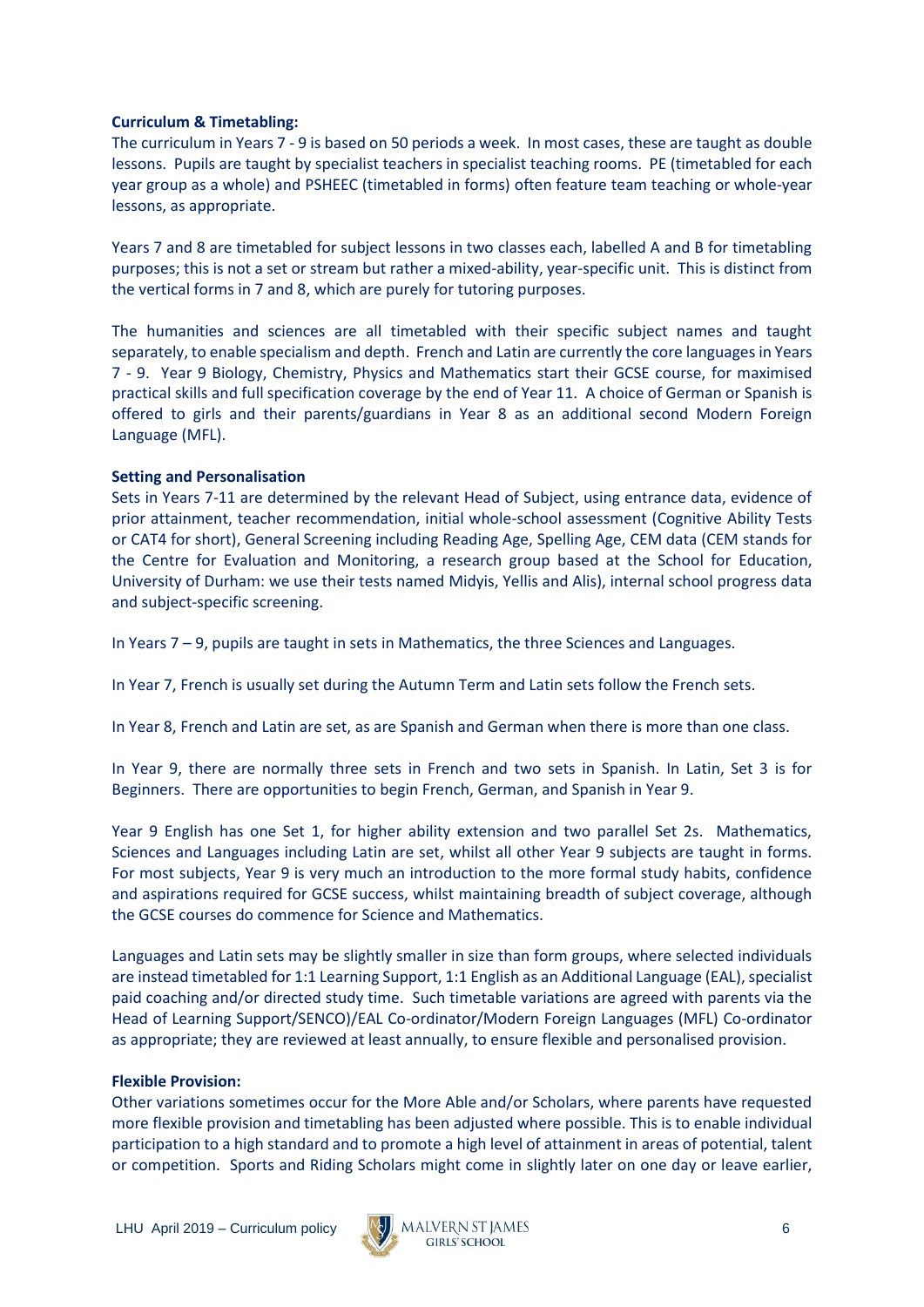**Curriculum & Timetabling:**

The curriculum in Years 7 - 9 is based on 50 periods a week. In most cases, these are taught as double lessons. Pupils are taught by specialist teachers in specialist teaching rooms. PE (timetabled for each year group as a whole) and PSHEEC (timetabled in forms) often feature team teaching or whole-year lessons, as appropriate.

Years 7 and 8 are timetabled for subject lessons in two classes each, labelled A and B for timetabling purposes; this is not a set or stream but rather a mixed-ability, year-specific unit. This is distinct from the vertical forms in 7 and 8, which are purely for tutoring purposes.

The humanities and sciences are all timetabled with their specific subject names and taught separately, to enable specialism and depth. French and Latin are currently the core languages in Years 7 - 9. Year 9 Biology, Chemistry, Physics and Mathematics start their GCSE course, for maximised practical skills and full specification coverage by the end of Year 11. A choice of German or Spanish is offered to girls and their parents/guardians in Year 8 as an additional second Modern Foreign Language (MFL).

**Setting and Personalisation**

Sets in Years 7-11 are determined by the relevant Head of Subject, using entrance data, evidence of prior attainment, teacher recommendation, initial whole-school assessment (Cognitive Ability Tests or CAT4 for short), General Screening including Reading Age, Spelling Age, CEM data (CEM stands for the Centre for Evaluation and Monitoring, a research group based at the School for Education, University of Durham: we use their tests named Midyis, Yellis and Alis), internal school progress data and subject-specific screening.

In Years 7 – 9, pupils are taught in sets in Mathematics, the three Sciences and Languages.

In Year 7, French is usually set during the Autumn Term and Latin sets follow the French sets.

In Year 8, French and Latin are set, as are Spanish and German when there is more than one class.

In Year 9, there are normally three sets in French and two sets in Spanish. In Latin, Set 3 is for Beginners. There are opportunities to begin French, German, and Spanish in Year 9.

Year 9 English has one Set 1, for higher ability extension and two parallel Set 2s. Mathematics, Sciences and Languages including Latin are set, whilst all other Year 9 subjects are taught in forms. For most subjects, Year 9 is very much an introduction to the more formal study habits, confidence and aspirations required for GCSE success, whilst maintaining breadth of subject coverage, although the GCSE courses do commence for Science and Mathematics.

Languages and Latin sets may be slightly smaller in size than form groups, where selected individuals are instead timetabled for 1:1 Learning Support, 1:1 English as an Additional Language (EAL), specialist paid coaching and/or directed study time. Such timetable variations are agreed with parents via the Head of Learning Support/SENCO)/EAL Co-ordinator/Modern Foreign Languages (MFL) Co-ordinator as appropriate; they are reviewed at least annually, to ensure flexible and personalised provision.

**Flexible Provision:**

Other variations sometimes occur for the More Able and/or Scholars, where parents have requested more flexible provision and timetabling has been adjusted where possible. This is to enable individual participation to a high standard and to promote a high level of attainment in areas of potential, talent or competition. Sports and Riding Scholars might come in slightly later on one day or leave earlier,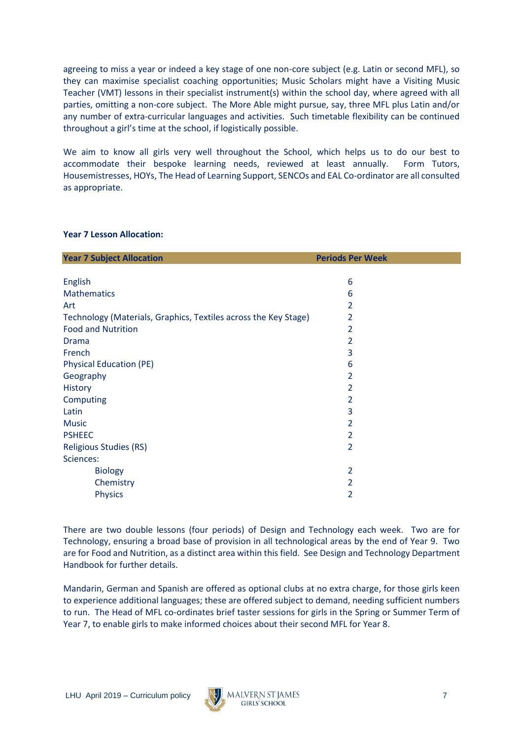agreeing to miss a year or indeed a key stage of one non-core subject (e.g. Latin or second MFL), so they can maximise specialist coaching opportunities; Music Scholars might have a Visiting Music Teacher (VMT) lessons in their specialist instrument(s) within the school day, where agreed with all parties, omitting a non-core subject. The More Able might pursue, say, three MFL plus Latin and/or any number of extra-curricular languages and activities. Such timetable flexibility can be continued throughout a girl's time at the school, if logistically possible.

We aim to know all girls very well throughout the School, which helps us to do our best to accommodate their bespoke learning needs, reviewed at least annually. Form Tutors, Housemistresses, HOYs, The Head of Learning Support, SENCOs and EAL Co-ordinator are all consulted as appropriate.

**Year 7 Lesson Allocation:**

| Year 7 Subject Allocation | Periods Per Week |
|---|---|
| English | 6 |
| Mathematics | 6 |
| Art | 2 |
| Technology (Materials, Graphics, Textiles across the Key Stage) | 2 |
| Food and Nutrition | 2 |
| Drama | 2 |
| French | 3 |
| Physical Education (PE) | 6 |
| Geography | 2 |
| History | 2 |
| Computing | 2 |
| Latin | 3 |
| Music | 2 |
| PSHEEC | 2 |
| Religious Studies (RS) | 2 |
| Sciences: | |
| Biology | 2 |
| Chemistry | 2 |
| Physics | 2 |

There are two double lessons (four periods) of Design and Technology each week. Two are for Technology, ensuring a broad base of provision in all technological areas by the end of Year 9. Two are for Food and Nutrition, as a distinct area within this field. See Design and Technology Department Handbook for further details.

Mandarin, German and Spanish are offered as optional clubs at no extra charge, for those girls keen to experience additional languages; these are offered subject to demand, needing sufficient numbers to run. The Head of MFL co-ordinates brief taster sessions for girls in the Spring or Summer Term of Year 7, to enable girls to make informed choices about their second MFL for Year 8.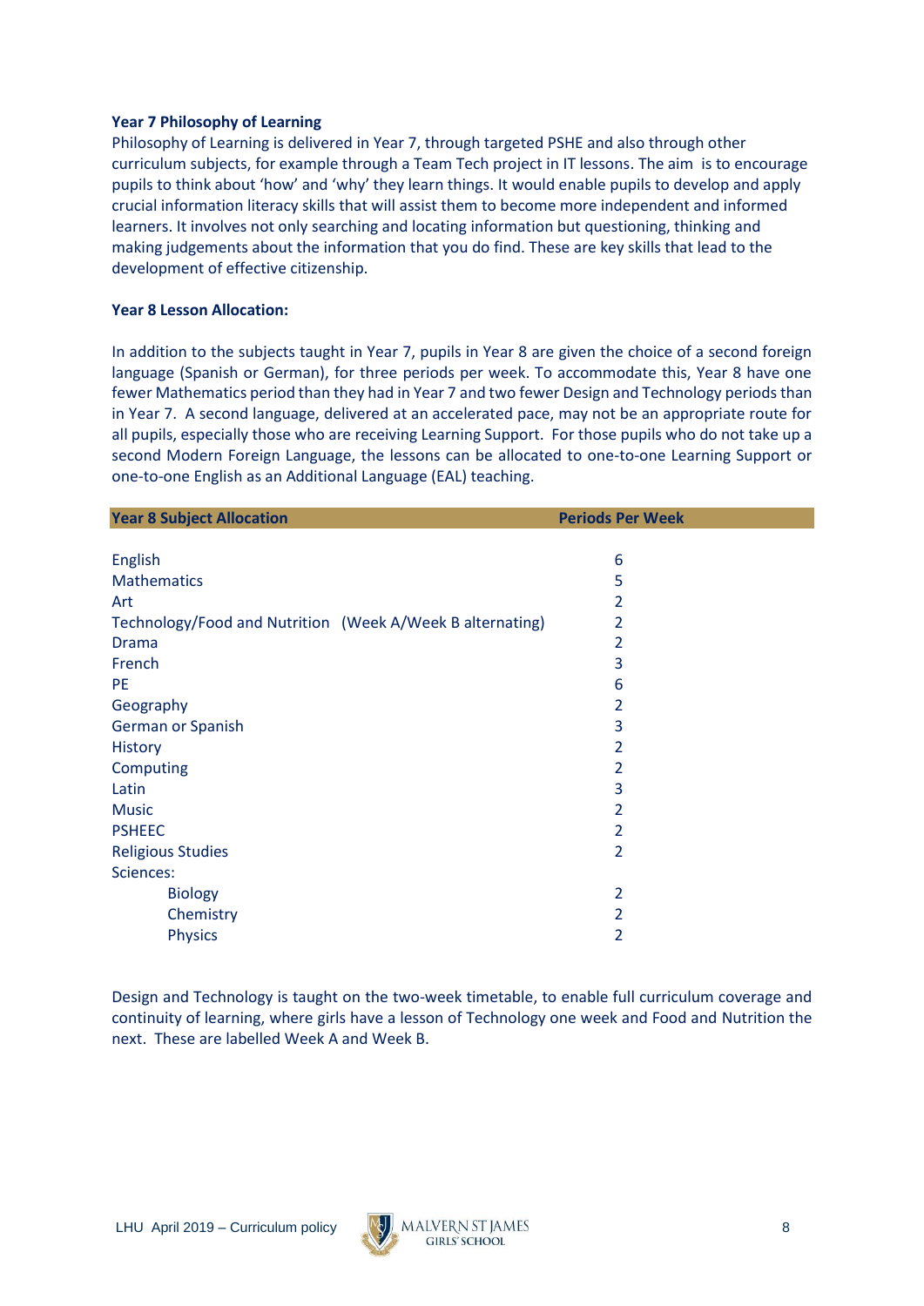**Year 7 Philosophy of Learning**

Philosophy of Learning is delivered in Year 7, through targeted PSHE and also through other curriculum subjects, for example through a Team Tech project in IT lessons. The aim is to encourage pupils to think about 'how' and 'why' they learn things. It would enable pupils to develop and apply crucial information literacy skills that will assist them to become more independent and informed learners. It involves not only searching and locating information but questioning, thinking and making judgements about the information that you do find. These are key skills that lead to the development of effective citizenship.

**Year 8 Lesson Allocation:**

In addition to the subjects taught in Year 7, pupils in Year 8 are given the choice of a second foreign language (Spanish or German), for three periods per week. To accommodate this, Year 8 have one fewer Mathematics period than they had in Year 7 and two fewer Design and Technology periods than in Year 7. A second language, delivered at an accelerated pace, may not be an appropriate route for all pupils, especially those who are receiving Learning Support. For those pupils who do not take up a second Modern Foreign Language, the lessons can be allocated to one-to-one Learning Support or one-to-one English as an Additional Language (EAL) teaching.

| Year 8 Subject Allocation | Periods Per Week |
|---|---|
| English | 6 |
| Mathematics | 5 |
| Art | 2 |
| Technology/Food and Nutrition (Week A/Week B alternating) | 2 |
| Drama | 2 |
| French | 3 |
| PE | 6 |
| Geography | 2 |
| German or Spanish | 3 |
| History | 2 |
| Computing | 2 |
| Latin | 3 |
| Music | 2 |
| PSHEEC | 2 |
| Religious Studies | 2 |
| Sciences: | |
| Biology | 2 |
| Chemistry | 2 |
| Physics | 2 |

Design and Technology is taught on the two-week timetable, to enable full curriculum coverage and continuity of learning, where girls have a lesson of Technology one week and Food and Nutrition the next. These are labelled Week A and Week B.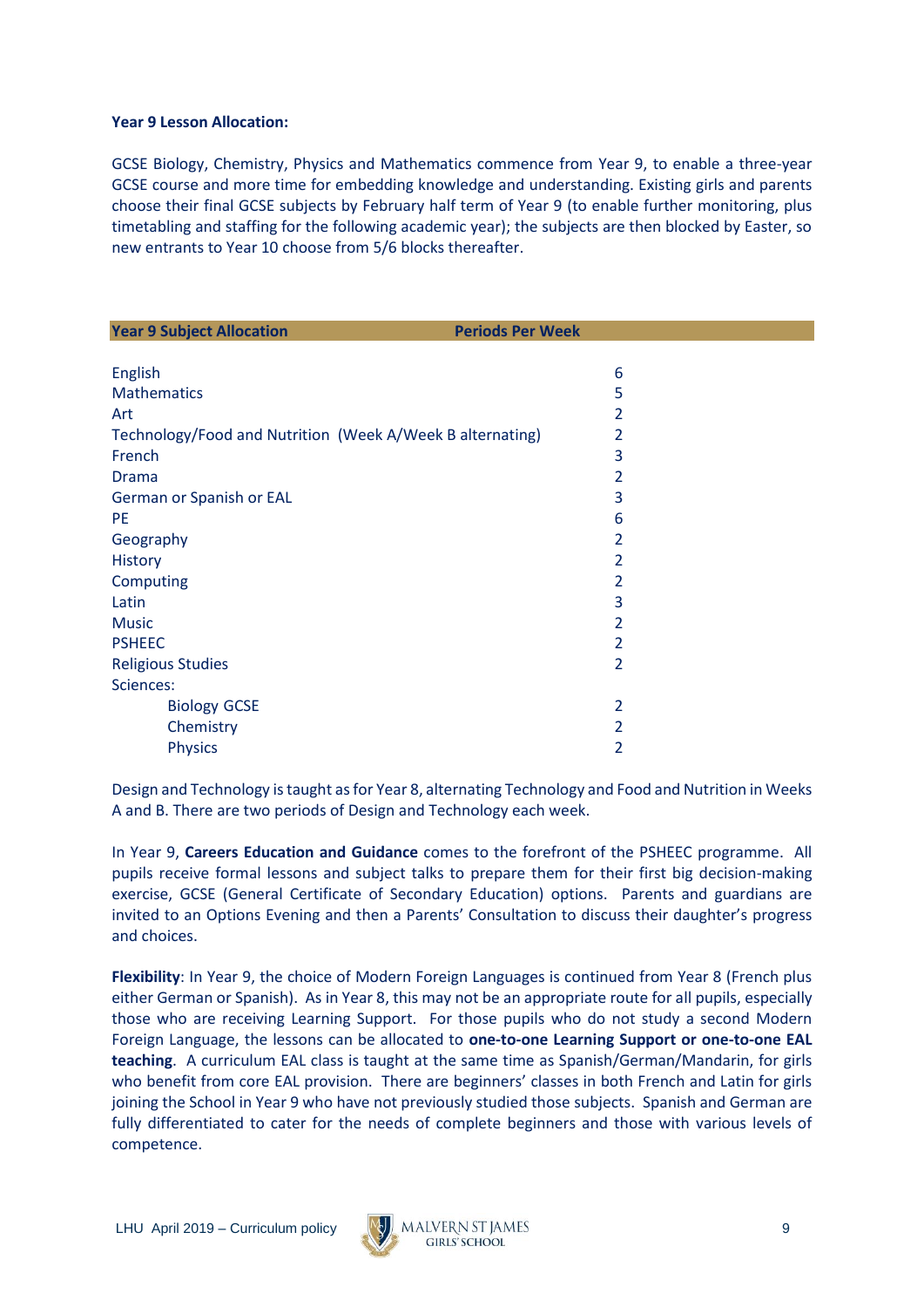**Year 9 Lesson Allocation:**

GCSE Biology, Chemistry, Physics and Mathematics commence from Year 9, to enable a three-year GCSE course and more time for embedding knowledge and understanding. Existing girls and parents choose their final GCSE subjects by February half term of Year 9 (to enable further monitoring, plus timetabling and staffing for the following academic year); the subjects are then blocked by Easter, so new entrants to Year 10 choose from 5/6 blocks thereafter.

| Year 9 Subject Allocation | Periods Per Week |
| --- | --- |
| English | 6 |
| Mathematics | 5 |
| Art | 2 |
| Technology/Food and Nutrition (Week A/Week B alternating) | 2 |
| French | 3 |
| Drama | 2 |
| German or Spanish or EAL | 3 |
| PE | 6 |
| Geography | 2 |
| History | 2 |
| Computing | 2 |
| Latin | 3 |
| Music | 2 |
| PSHEEC | 2 |
| Religious Studies | 2 |
| Sciences: | |
| Biology GCSE | 2 |
| Chemistry | 2 |
| Physics | 2 |

Design and Technology is taught as for Year 8, alternating Technology and Food and Nutrition in Weeks A and B. There are two periods of Design and Technology each week.

In Year 9, **Careers Education and Guidance** comes to the forefront of the PSHEEC programme. All pupils receive formal lessons and subject talks to prepare them for their first big decision-making exercise, GCSE (General Certificate of Secondary Education) options. Parents and guardians are invited to an Options Evening and then a Parents' Consultation to discuss their daughter's progress and choices.

**Flexibility**: In Year 9, the choice of Modern Foreign Languages is continued from Year 8 (French plus either German or Spanish). As in Year 8, this may not be an appropriate route for all pupils, especially those who are receiving Learning Support. For those pupils who do not study a second Modern Foreign Language, the lessons can be allocated to **one-to-one Learning Support or one-to-one EAL teaching**. A curriculum EAL class is taught at the same time as Spanish/German/Mandarin, for girls who benefit from core EAL provision. There are beginners' classes in both French and Latin for girls joining the School in Year 9 who have not previously studied those subjects. Spanish and German are fully differentiated to cater for the needs of complete beginners and those with various levels of competence.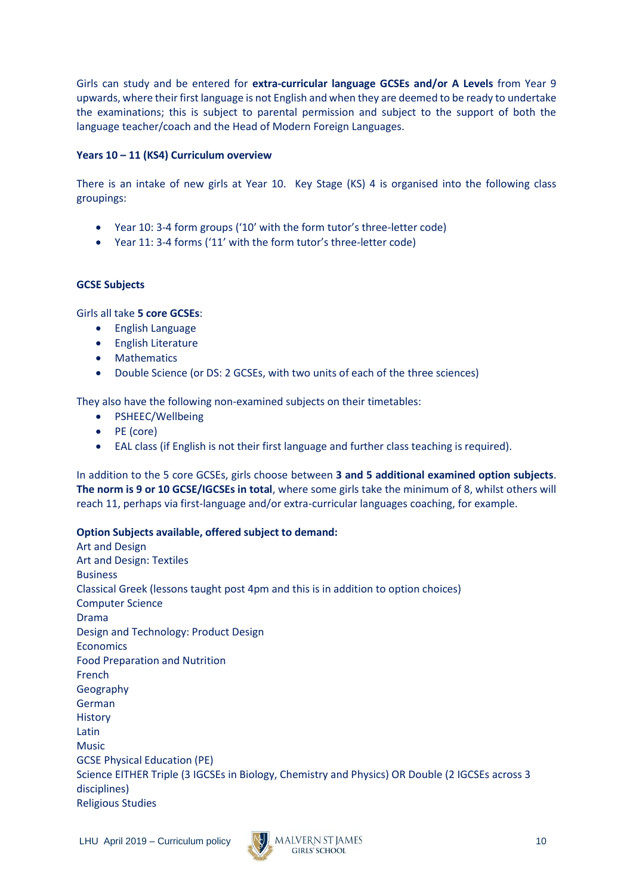Girls can study and be entered for **extra-curricular language GCSEs and/or A Levels** from Year 9 upwards, where their first language is not English and when they are deemed to be ready to undertake the examinations; this is subject to parental permission and subject to the support of both the language teacher/coach and the Head of Modern Foreign Languages.

**Years 10 – 11 (KS4) Curriculum overview**

There is an intake of new girls at Year 10. Key Stage (KS) 4 is organised into the following class groupings:

- Year 10: 3-4 form groups ('10' with the form tutor's three-letter code)
- Year 11: 3-4 forms ('11' with the form tutor's three-letter code)

**GCSE Subjects**

Girls all take **5 core GCSEs**:

- English Language
- English Literature
- Mathematics
- Double Science (or DS: 2 GCSEs, with two units of each of the three sciences)

They also have the following non-examined subjects on their timetables:

- PSHEEC/Wellbeing
- PE (core)
- EAL class (if English is not their first language and further class teaching is required).

In addition to the 5 core GCSEs, girls choose between **3 and 5 additional examined option subjects**. **The norm is 9 or 10 GCSE/IGCSEs in total**, where some girls take the minimum of 8, whilst others will reach 11, perhaps via first-language and/or extra-curricular languages coaching, for example.

**Option Subjects available, offered subject to demand:**

Art and Design
Art and Design: Textiles
Business
Classical Greek (lessons taught post 4pm and this is in addition to option choices)
Computer Science
Drama
Design and Technology: Product Design
Economics
Food Preparation and Nutrition
French
Geography
German
History
Latin
Music
GCSE Physical Education (PE)
Science EITHER Triple (3 IGCSEs in Biology, Chemistry and Physics) OR Double (2 IGCSEs across 3 disciplines)
Religious Studies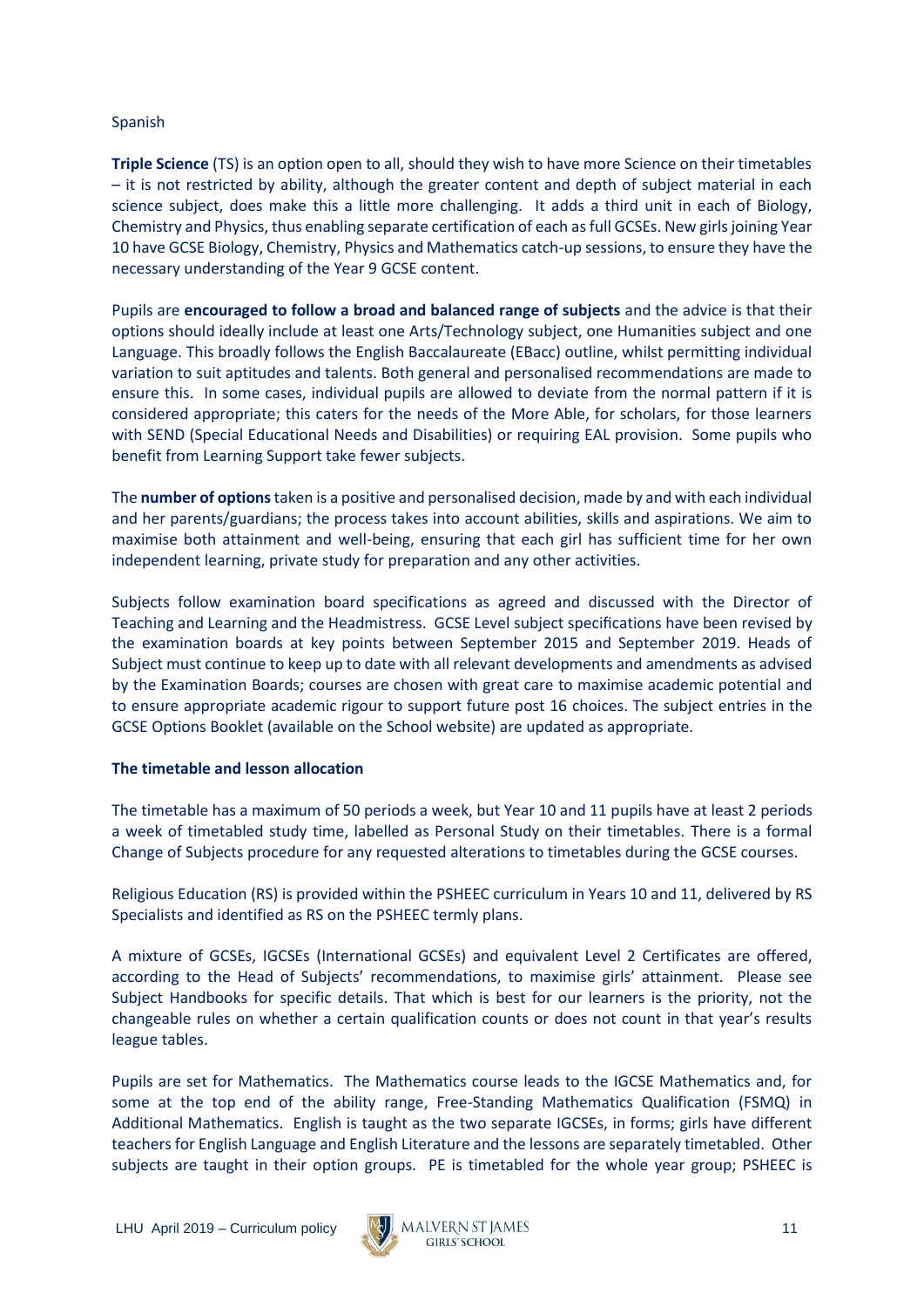Spanish

**Triple Science** (TS) is an option open to all, should they wish to have more Science on their timetables – it is not restricted by ability, although the greater content and depth of subject material in each science subject, does make this a little more challenging. It adds a third unit in each of Biology, Chemistry and Physics, thus enabling separate certification of each as full GCSEs. New girls joining Year 10 have GCSE Biology, Chemistry, Physics and Mathematics catch-up sessions, to ensure they have the necessary understanding of the Year 9 GCSE content.

Pupils are **encouraged to follow a broad and balanced range of subjects** and the advice is that their options should ideally include at least one Arts/Technology subject, one Humanities subject and one Language. This broadly follows the English Baccalaureate (EBacc) outline, whilst permitting individual variation to suit aptitudes and talents. Both general and personalised recommendations are made to ensure this. In some cases, individual pupils are allowed to deviate from the normal pattern if it is considered appropriate; this caters for the needs of the More Able, for scholars, for those learners with SEND (Special Educational Needs and Disabilities) or requiring EAL provision. Some pupils who benefit from Learning Support take fewer subjects.

The **number of options** taken is a positive and personalised decision, made by and with each individual and her parents/guardians; the process takes into account abilities, skills and aspirations. We aim to maximise both attainment and well-being, ensuring that each girl has sufficient time for her own independent learning, private study for preparation and any other activities.

Subjects follow examination board specifications as agreed and discussed with the Director of Teaching and Learning and the Headmistress. GCSE Level subject specifications have been revised by the examination boards at key points between September 2015 and September 2019. Heads of Subject must continue to keep up to date with all relevant developments and amendments as advised by the Examination Boards; courses are chosen with great care to maximise academic potential and to ensure appropriate academic rigour to support future post 16 choices. The subject entries in the GCSE Options Booklet (available on the School website) are updated as appropriate.

**The timetable and lesson allocation**

The timetable has a maximum of 50 periods a week, but Year 10 and 11 pupils have at least 2 periods a week of timetabled study time, labelled as Personal Study on their timetables. There is a formal Change of Subjects procedure for any requested alterations to timetables during the GCSE courses.

Religious Education (RS) is provided within the PSHEEC curriculum in Years 10 and 11, delivered by RS Specialists and identified as RS on the PSHEEC termly plans.

A mixture of GCSEs, IGCSEs (International GCSEs) and equivalent Level 2 Certificates are offered, according to the Head of Subjects' recommendations, to maximise girls' attainment. Please see Subject Handbooks for specific details. That which is best for our learners is the priority, not the changeable rules on whether a certain qualification counts or does not count in that year's results league tables.

Pupils are set for Mathematics. The Mathematics course leads to the IGCSE Mathematics and, for some at the top end of the ability range, Free-Standing Mathematics Qualification (FSMQ) in Additional Mathematics. English is taught as the two separate IGCSEs, in forms; girls have different teachers for English Language and English Literature and the lessons are separately timetabled. Other subjects are taught in their option groups. PE is timetabled for the whole year group; PSHEEC is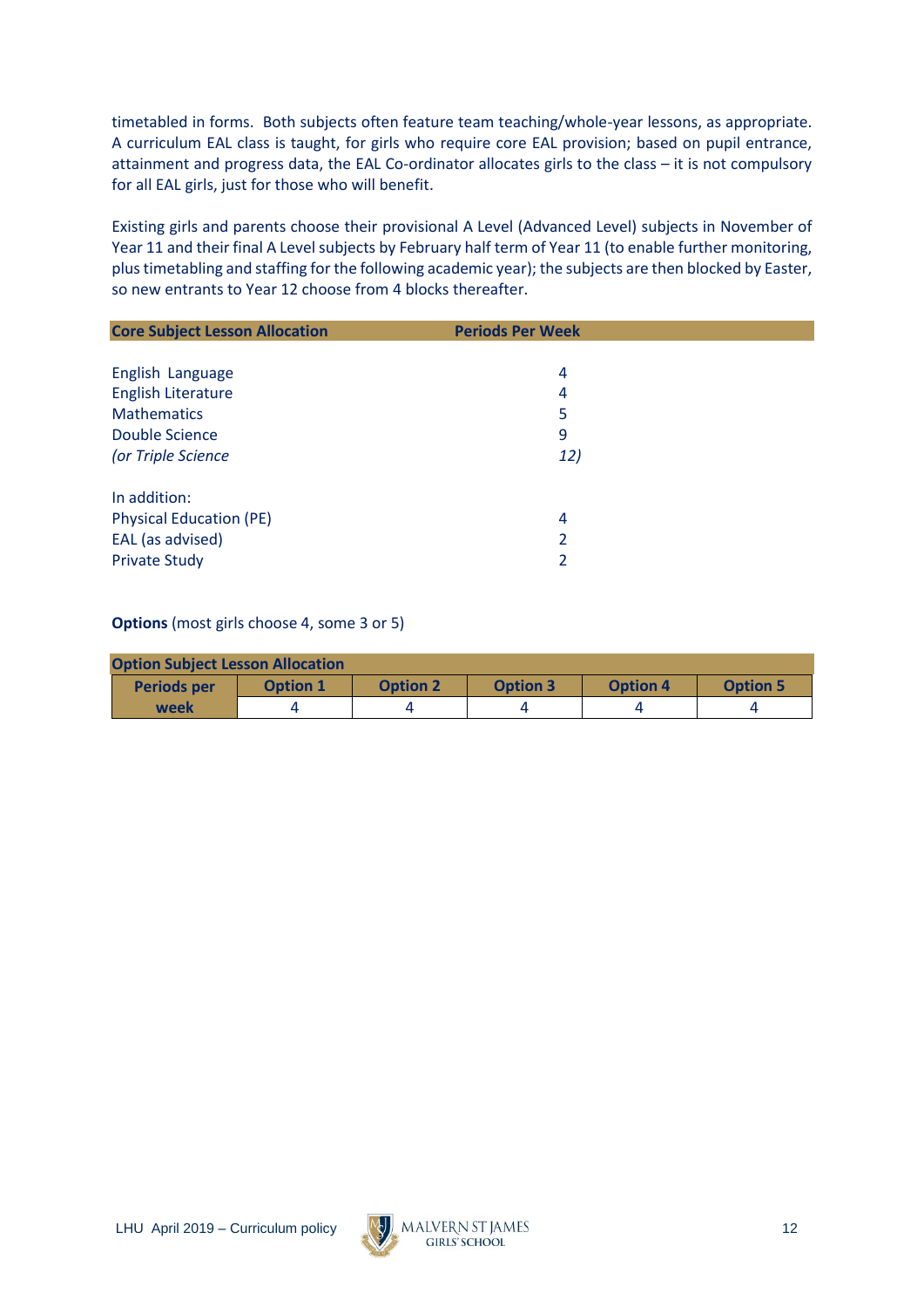timetabled in forms. Both subjects often feature team teaching/whole-year lessons, as appropriate. A curriculum EAL class is taught, for girls who require core EAL provision; based on pupil entrance, attainment and progress data, the EAL Co-ordinator allocates girls to the class – it is not compulsory for all EAL girls, just for those who will benefit.

Existing girls and parents choose their provisional A Level (Advanced Level) subjects in November of Year 11 and their final A Level subjects by February half term of Year 11 (to enable further monitoring, plus timetabling and staffing for the following academic year); the subjects are then blocked by Easter, so new entrants to Year 12 choose from 4 blocks thereafter.

| Core Subject Lesson Allocation | Periods Per Week |
|---|---|
| English Language | 4 |
| English Literature | 4 |
| Mathematics | 5 |
| Double Science | 9 |
| *(or Triple Science* | *12)* |
| In addition: | |
| Physical Education (PE) | 4 |
| EAL (as advised) | 2 |
| Private Study | 2 |

**Options** (most girls choose 4, some 3 or 5)

| Option Subject Lesson Allocation | | | | | |
|---|---|---|---|---|---|
| **Periods per week** | **Option 1** | **Option 2** | **Option 3** | **Option 4** | **Option 5** |
| | 4 | 4 | 4 | 4 | 4 |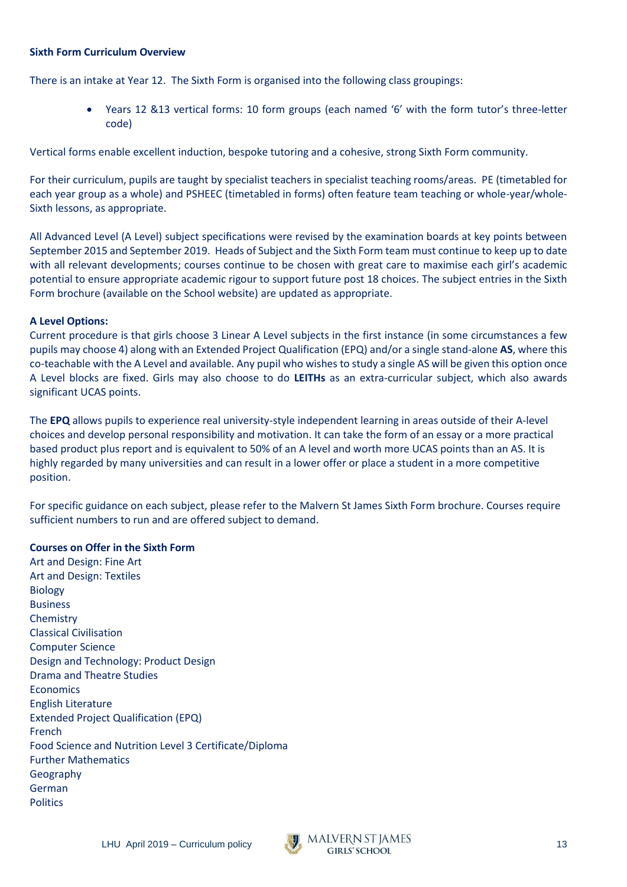**Sixth Form Curriculum Overview**

There is an intake at Year 12. The Sixth Form is organised into the following class groupings:

- Years 12 &13 vertical forms: 10 form groups (each named '6' with the form tutor's three-letter code)

Vertical forms enable excellent induction, bespoke tutoring and a cohesive, strong Sixth Form community.

For their curriculum, pupils are taught by specialist teachers in specialist teaching rooms/areas. PE (timetabled for each year group as a whole) and PSHEEC (timetabled in forms) often feature team teaching or whole-year/whole-Sixth lessons, as appropriate.

All Advanced Level (A Level) subject specifications were revised by the examination boards at key points between September 2015 and September 2019. Heads of Subject and the Sixth Form team must continue to keep up to date with all relevant developments; courses continue to be chosen with great care to maximise each girl's academic potential to ensure appropriate academic rigour to support future post 18 choices. The subject entries in the Sixth Form brochure (available on the School website) are updated as appropriate.

**A Level Options:**
Current procedure is that girls choose 3 Linear A Level subjects in the first instance (in some circumstances a few pupils may choose 4) along with an Extended Project Qualification (EPQ) and/or a single stand-alone **AS**, where this co-teachable with the A Level and available. Any pupil who wishes to study a single AS will be given this option once A Level blocks are fixed. Girls may also choose to do **LEITHs** as an extra-curricular subject, which also awards significant UCAS points.

The **EPQ** allows pupils to experience real university-style independent learning in areas outside of their A-level choices and develop personal responsibility and motivation. It can take the form of an essay or a more practical based product plus report and is equivalent to 50% of an A level and worth more UCAS points than an AS. It is highly regarded by many universities and can result in a lower offer or place a student in a more competitive position.

For specific guidance on each subject, please refer to the Malvern St James Sixth Form brochure. Courses require sufficient numbers to run and are offered subject to demand.

**Courses on Offer in the Sixth Form**
Art and Design: Fine Art
Art and Design: Textiles
Biology
Business
Chemistry
Classical Civilisation
Computer Science
Design and Technology: Product Design
Drama and Theatre Studies
Economics
English Literature
Extended Project Qualification (EPQ)
French
Food Science and Nutrition Level 3 Certificate/Diploma
Further Mathematics
Geography
German
Politics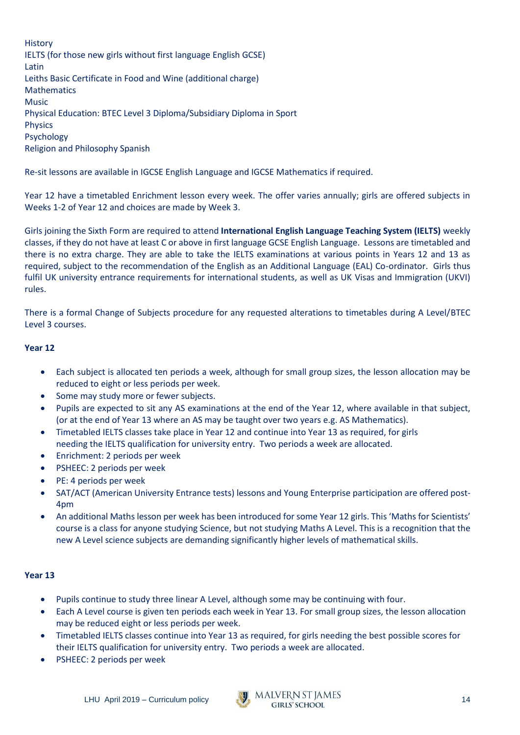History
IELTS (for those new girls without first language English GCSE)
Latin
Leiths Basic Certificate in Food and Wine (additional charge)
Mathematics
Music
Physical Education: BTEC Level 3 Diploma/Subsidiary Diploma in Sport
Physics
Psychology
Religion and Philosophy Spanish

Re-sit lessons are available in IGCSE English Language and IGCSE Mathematics if required.

Year 12 have a timetabled Enrichment lesson every week. The offer varies annually; girls are offered subjects in Weeks 1-2 of Year 12 and choices are made by Week 3.

Girls joining the Sixth Form are required to attend **International English Language Teaching System (IELTS)** weekly classes, if they do not have at least C or above in first language GCSE English Language. Lessons are timetabled and there is no extra charge. They are able to take the IELTS examinations at various points in Years 12 and 13 as required, subject to the recommendation of the English as an Additional Language (EAL) Co-ordinator. Girls thus fulfil UK university entrance requirements for international students, as well as UK Visas and Immigration (UKVI) rules.

There is a formal Change of Subjects procedure for any requested alterations to timetables during A Level/BTEC Level 3 courses.

**Year 12**

- Each subject is allocated ten periods a week, although for small group sizes, the lesson allocation may be reduced to eight or less periods per week.
- Some may study more or fewer subjects.
- Pupils are expected to sit any AS examinations at the end of the Year 12, where available in that subject, (or at the end of Year 13 where an AS may be taught over two years e.g. AS Mathematics).
- Timetabled IELTS classes take place in Year 12 and continue into Year 13 as required, for girls needing the IELTS qualification for university entry. Two periods a week are allocated.
- Enrichment: 2 periods per week
- PSHEEC: 2 periods per week
- PE: 4 periods per week
- SAT/ACT (American University Entrance tests) lessons and Young Enterprise participation are offered post-4pm
- An additional Maths lesson per week has been introduced for some Year 12 girls. This 'Maths for Scientists' course is a class for anyone studying Science, but not studying Maths A Level. This is a recognition that the new A Level science subjects are demanding significantly higher levels of mathematical skills.

**Year 13**

- Pupils continue to study three linear A Level, although some may be continuing with four.
- Each A Level course is given ten periods each week in Year 13. For small group sizes, the lesson allocation may be reduced eight or less periods per week.
- Timetabled IELTS classes continue into Year 13 as required, for girls needing the best possible scores for their IELTS qualification for university entry. Two periods a week are allocated.
- PSHEEC: 2 periods per week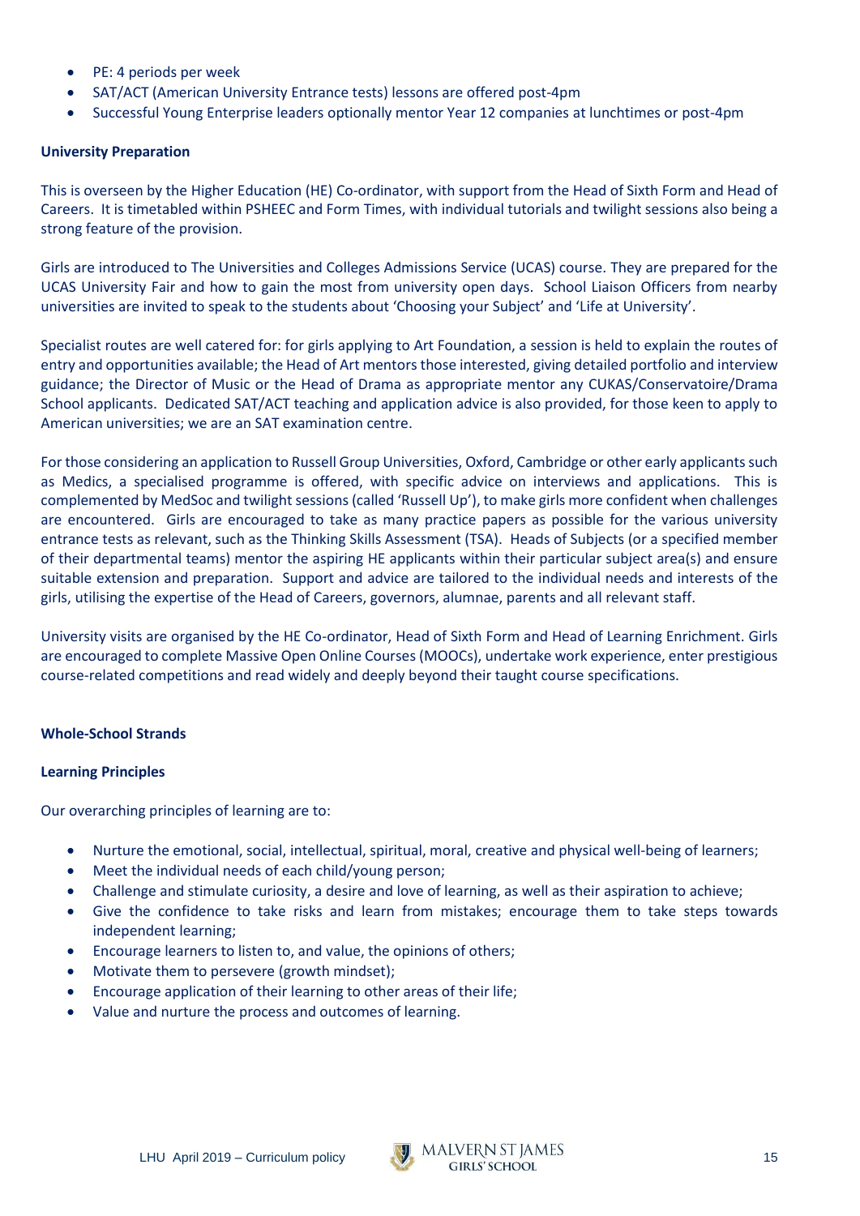- PE: 4 periods per week
- SAT/ACT (American University Entrance tests) lessons are offered post-4pm
- Successful Young Enterprise leaders optionally mentor Year 12 companies at lunchtimes or post-4pm

**University Preparation**

This is overseen by the Higher Education (HE) Co-ordinator, with support from the Head of Sixth Form and Head of Careers. It is timetabled within PSHEEC and Form Times, with individual tutorials and twilight sessions also being a strong feature of the provision.

Girls are introduced to The Universities and Colleges Admissions Service (UCAS) course. They are prepared for the UCAS University Fair and how to gain the most from university open days. School Liaison Officers from nearby universities are invited to speak to the students about 'Choosing your Subject' and 'Life at University'.

Specialist routes are well catered for: for girls applying to Art Foundation, a session is held to explain the routes of entry and opportunities available; the Head of Art mentors those interested, giving detailed portfolio and interview guidance; the Director of Music or the Head of Drama as appropriate mentor any CUKAS/Conservatoire/Drama School applicants. Dedicated SAT/ACT teaching and application advice is also provided, for those keen to apply to American universities; we are an SAT examination centre.

For those considering an application to Russell Group Universities, Oxford, Cambridge or other early applicants such as Medics, a specialised programme is offered, with specific advice on interviews and applications. This is complemented by MedSoc and twilight sessions (called 'Russell Up'), to make girls more confident when challenges are encountered. Girls are encouraged to take as many practice papers as possible for the various university entrance tests as relevant, such as the Thinking Skills Assessment (TSA). Heads of Subjects (or a specified member of their departmental teams) mentor the aspiring HE applicants within their particular subject area(s) and ensure suitable extension and preparation. Support and advice are tailored to the individual needs and interests of the girls, utilising the expertise of the Head of Careers, governors, alumnae, parents and all relevant staff.

University visits are organised by the HE Co-ordinator, Head of Sixth Form and Head of Learning Enrichment. Girls are encouraged to complete Massive Open Online Courses (MOOCs), undertake work experience, enter prestigious course-related competitions and read widely and deeply beyond their taught course specifications.

**Whole-School Strands**

**Learning Principles**

Our overarching principles of learning are to:

- Nurture the emotional, social, intellectual, spiritual, moral, creative and physical well-being of learners;
- Meet the individual needs of each child/young person;
- Challenge and stimulate curiosity, a desire and love of learning, as well as their aspiration to achieve;
- Give the confidence to take risks and learn from mistakes; encourage them to take steps towards independent learning;
- Encourage learners to listen to, and value, the opinions of others;
- Motivate them to persevere (growth mindset);
- Encourage application of their learning to other areas of their life;
- Value and nurture the process and outcomes of learning.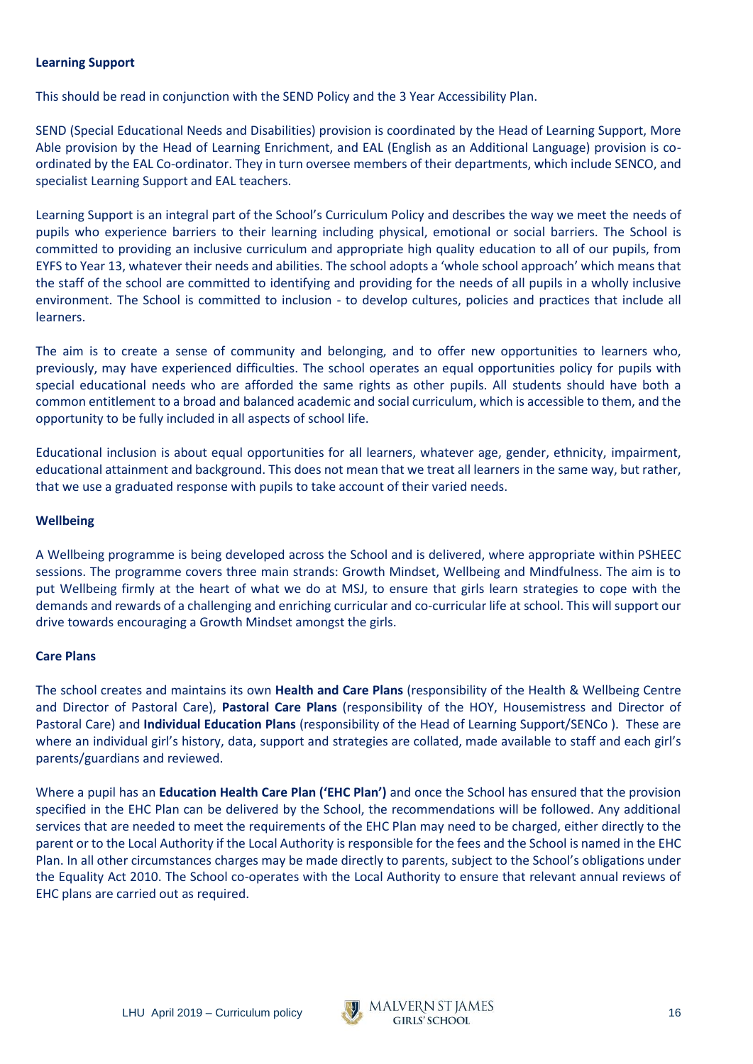**Learning Support**

This should be read in conjunction with the SEND Policy and the 3 Year Accessibility Plan.

SEND (Special Educational Needs and Disabilities) provision is coordinated by the Head of Learning Support, More Able provision by the Head of Learning Enrichment, and EAL (English as an Additional Language) provision is co-ordinated by the EAL Co-ordinator. They in turn oversee members of their departments, which include SENCO, and specialist Learning Support and EAL teachers.

Learning Support is an integral part of the School's Curriculum Policy and describes the way we meet the needs of pupils who experience barriers to their learning including physical, emotional or social barriers. The School is committed to providing an inclusive curriculum and appropriate high quality education to all of our pupils, from EYFS to Year 13, whatever their needs and abilities. The school adopts a 'whole school approach' which means that the staff of the school are committed to identifying and providing for the needs of all pupils in a wholly inclusive environment. The School is committed to inclusion - to develop cultures, policies and practices that include all learners.

The aim is to create a sense of community and belonging, and to offer new opportunities to learners who, previously, may have experienced difficulties. The school operates an equal opportunities policy for pupils with special educational needs who are afforded the same rights as other pupils. All students should have both a common entitlement to a broad and balanced academic and social curriculum, which is accessible to them, and the opportunity to be fully included in all aspects of school life.

Educational inclusion is about equal opportunities for all learners, whatever age, gender, ethnicity, impairment, educational attainment and background. This does not mean that we treat all learners in the same way, but rather, that we use a graduated response with pupils to take account of their varied needs.

**Wellbeing**

A Wellbeing programme is being developed across the School and is delivered, where appropriate within PSHEEC sessions. The programme covers three main strands: Growth Mindset, Wellbeing and Mindfulness. The aim is to put Wellbeing firmly at the heart of what we do at MSJ, to ensure that girls learn strategies to cope with the demands and rewards of a challenging and enriching curricular and co-curricular life at school. This will support our drive towards encouraging a Growth Mindset amongst the girls.

**Care Plans**

The school creates and maintains its own **Health and Care Plans** (responsibility of the Health & Wellbeing Centre and Director of Pastoral Care), **Pastoral Care Plans** (responsibility of the HOY, Housemistress and Director of Pastoral Care) and **Individual Education Plans** (responsibility of the Head of Learning Support/SENCo ). These are where an individual girl's history, data, support and strategies are collated, made available to staff and each girl's parents/guardians and reviewed.

Where a pupil has an **Education Health Care Plan ('EHC Plan')** and once the School has ensured that the provision specified in the EHC Plan can be delivered by the School, the recommendations will be followed. Any additional services that are needed to meet the requirements of the EHC Plan may need to be charged, either directly to the parent or to the Local Authority if the Local Authority is responsible for the fees and the School is named in the EHC Plan. In all other circumstances charges may be made directly to parents, subject to the School's obligations under the Equality Act 2010. The School co-operates with the Local Authority to ensure that relevant annual reviews of EHC plans are carried out as required.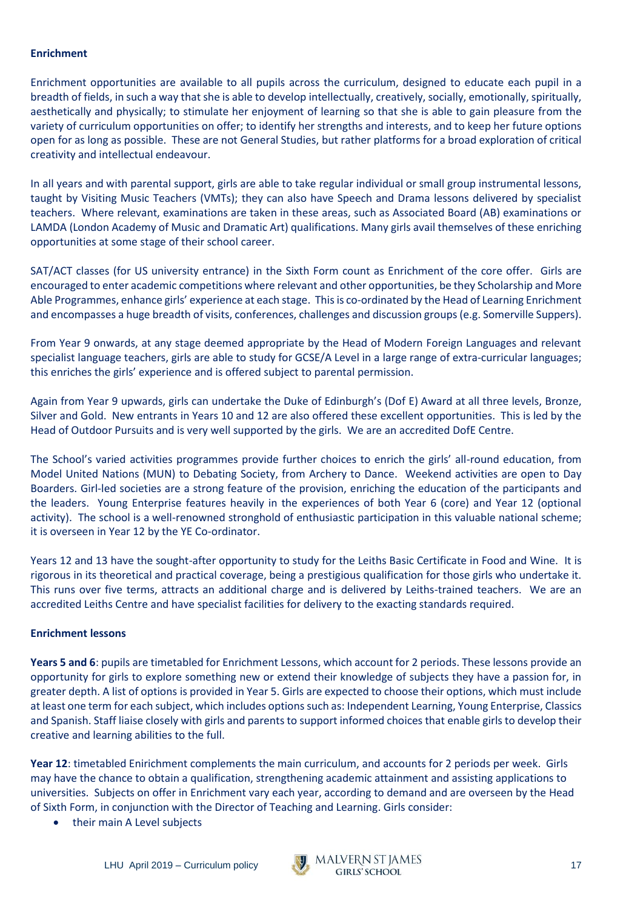**Enrichment**

Enrichment opportunities are available to all pupils across the curriculum, designed to educate each pupil in a breadth of fields, in such a way that she is able to develop intellectually, creatively, socially, emotionally, spiritually, aesthetically and physically; to stimulate her enjoyment of learning so that she is able to gain pleasure from the variety of curriculum opportunities on offer; to identify her strengths and interests, and to keep her future options open for as long as possible. These are not General Studies, but rather platforms for a broad exploration of critical creativity and intellectual endeavour.

In all years and with parental support, girls are able to take regular individual or small group instrumental lessons, taught by Visiting Music Teachers (VMTs); they can also have Speech and Drama lessons delivered by specialist teachers. Where relevant, examinations are taken in these areas, such as Associated Board (AB) examinations or LAMDA (London Academy of Music and Dramatic Art) qualifications. Many girls avail themselves of these enriching opportunities at some stage of their school career.

SAT/ACT classes (for US university entrance) in the Sixth Form count as Enrichment of the core offer. Girls are encouraged to enter academic competitions where relevant and other opportunities, be they Scholarship and More Able Programmes, enhance girls' experience at each stage. This is co-ordinated by the Head of Learning Enrichment and encompasses a huge breadth of visits, conferences, challenges and discussion groups (e.g. Somerville Suppers).

From Year 9 onwards, at any stage deemed appropriate by the Head of Modern Foreign Languages and relevant specialist language teachers, girls are able to study for GCSE/A Level in a large range of extra-curricular languages; this enriches the girls' experience and is offered subject to parental permission.

Again from Year 9 upwards, girls can undertake the Duke of Edinburgh's (Dof E) Award at all three levels, Bronze, Silver and Gold. New entrants in Years 10 and 12 are also offered these excellent opportunities. This is led by the Head of Outdoor Pursuits and is very well supported by the girls. We are an accredited DofE Centre.

The School's varied activities programmes provide further choices to enrich the girls' all-round education, from Model United Nations (MUN) to Debating Society, from Archery to Dance. Weekend activities are open to Day Boarders. Girl-led societies are a strong feature of the provision, enriching the education of the participants and the leaders. Young Enterprise features heavily in the experiences of both Year 6 (core) and Year 12 (optional activity). The school is a well-renowned stronghold of enthusiastic participation in this valuable national scheme; it is overseen in Year 12 by the YE Co-ordinator.

Years 12 and 13 have the sought-after opportunity to study for the Leiths Basic Certificate in Food and Wine. It is rigorous in its theoretical and practical coverage, being a prestigious qualification for those girls who undertake it. This runs over five terms, attracts an additional charge and is delivered by Leiths-trained teachers. We are an accredited Leiths Centre and have specialist facilities for delivery to the exacting standards required.

**Enrichment lessons**

**Years 5 and 6**: pupils are timetabled for Enrichment Lessons, which account for 2 periods. These lessons provide an opportunity for girls to explore something new or extend their knowledge of subjects they have a passion for, in greater depth. A list of options is provided in Year 5. Girls are expected to choose their options, which must include at least one term for each subject, which includes options such as: Independent Learning, Young Enterprise, Classics and Spanish. Staff liaise closely with girls and parents to support informed choices that enable girls to develop their creative and learning abilities to the full.

**Year 12**: timetabled Enirichment complements the main curriculum, and accounts for 2 periods per week. Girls may have the chance to obtain a qualification, strengthening academic attainment and assisting applications to universities. Subjects on offer in Enrichment vary each year, according to demand and are overseen by the Head of Sixth Form, in conjunction with the Director of Teaching and Learning. Girls consider:

- their main A Level subjects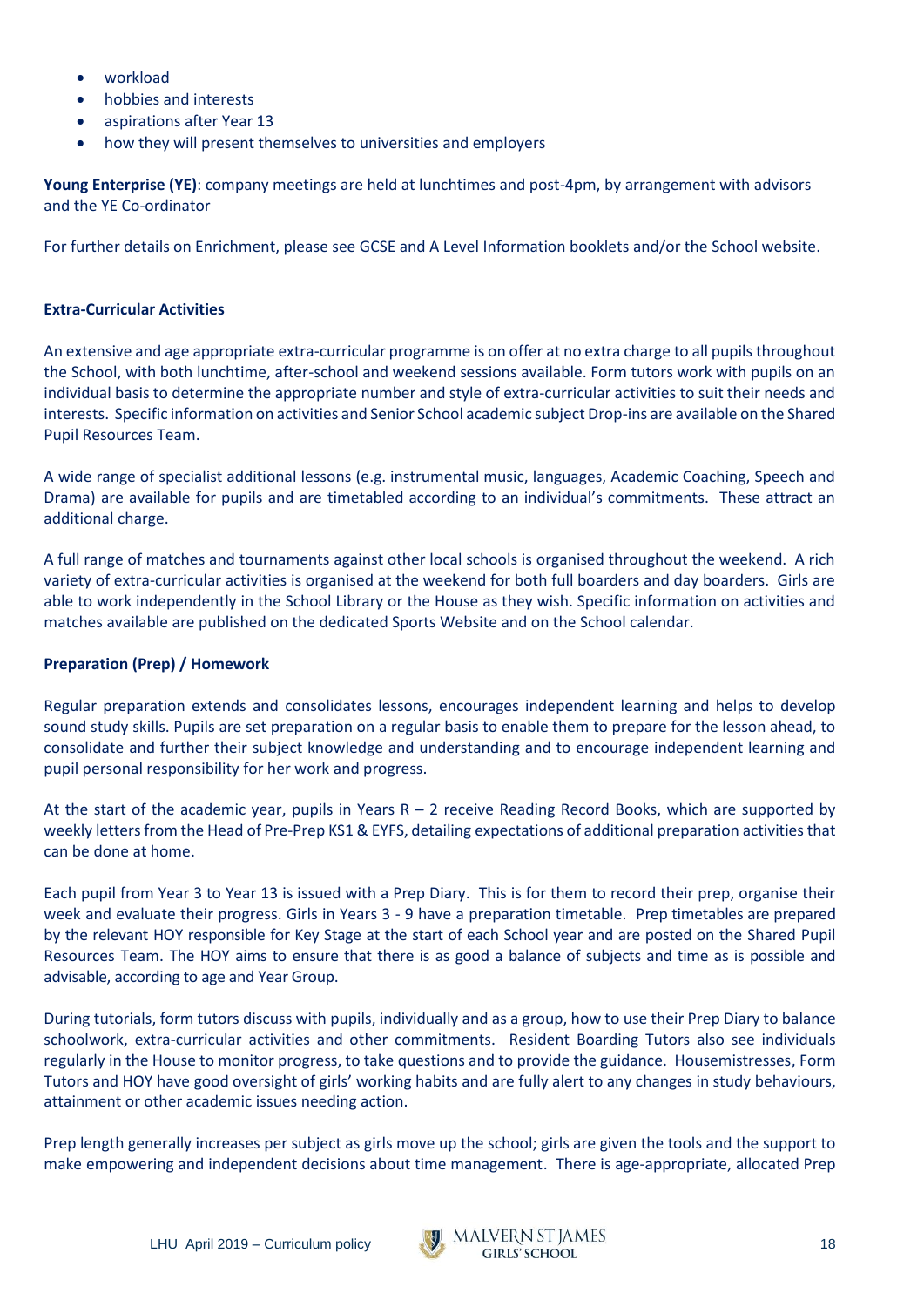- workload
- hobbies and interests
- aspirations after Year 13
- how they will present themselves to universities and employers

**Young Enterprise (YE)**: company meetings are held at lunchtimes and post-4pm, by arrangement with advisors and the YE Co-ordinator

For further details on Enrichment, please see GCSE and A Level Information booklets and/or the School website.

**Extra-Curricular Activities**

An extensive and age appropriate extra-curricular programme is on offer at no extra charge to all pupils throughout the School, with both lunchtime, after-school and weekend sessions available. Form tutors work with pupils on an individual basis to determine the appropriate number and style of extra-curricular activities to suit their needs and interests. Specific information on activities and Senior School academic subject Drop-ins are available on the Shared Pupil Resources Team.

A wide range of specialist additional lessons (e.g. instrumental music, languages, Academic Coaching, Speech and Drama) are available for pupils and are timetabled according to an individual's commitments. These attract an additional charge.

A full range of matches and tournaments against other local schools is organised throughout the weekend. A rich variety of extra-curricular activities is organised at the weekend for both full boarders and day boarders. Girls are able to work independently in the School Library or the House as they wish. Specific information on activities and matches available are published on the dedicated Sports Website and on the School calendar.

**Preparation (Prep) / Homework**

Regular preparation extends and consolidates lessons, encourages independent learning and helps to develop sound study skills. Pupils are set preparation on a regular basis to enable them to prepare for the lesson ahead, to consolidate and further their subject knowledge and understanding and to encourage independent learning and pupil personal responsibility for her work and progress.

At the start of the academic year, pupils in Years R – 2 receive Reading Record Books, which are supported by weekly letters from the Head of Pre-Prep KS1 & EYFS, detailing expectations of additional preparation activities that can be done at home.

Each pupil from Year 3 to Year 13 is issued with a Prep Diary. This is for them to record their prep, organise their week and evaluate their progress. Girls in Years 3 - 9 have a preparation timetable. Prep timetables are prepared by the relevant HOY responsible for Key Stage at the start of each School year and are posted on the Shared Pupil Resources Team. The HOY aims to ensure that there is as good a balance of subjects and time as is possible and advisable, according to age and Year Group.

During tutorials, form tutors discuss with pupils, individually and as a group, how to use their Prep Diary to balance schoolwork, extra-curricular activities and other commitments. Resident Boarding Tutors also see individuals regularly in the House to monitor progress, to take questions and to provide the guidance. Housemistresses, Form Tutors and HOY have good oversight of girls' working habits and are fully alert to any changes in study behaviours, attainment or other academic issues needing action.

Prep length generally increases per subject as girls move up the school; girls are given the tools and the support to make empowering and independent decisions about time management. There is age-appropriate, allocated Prep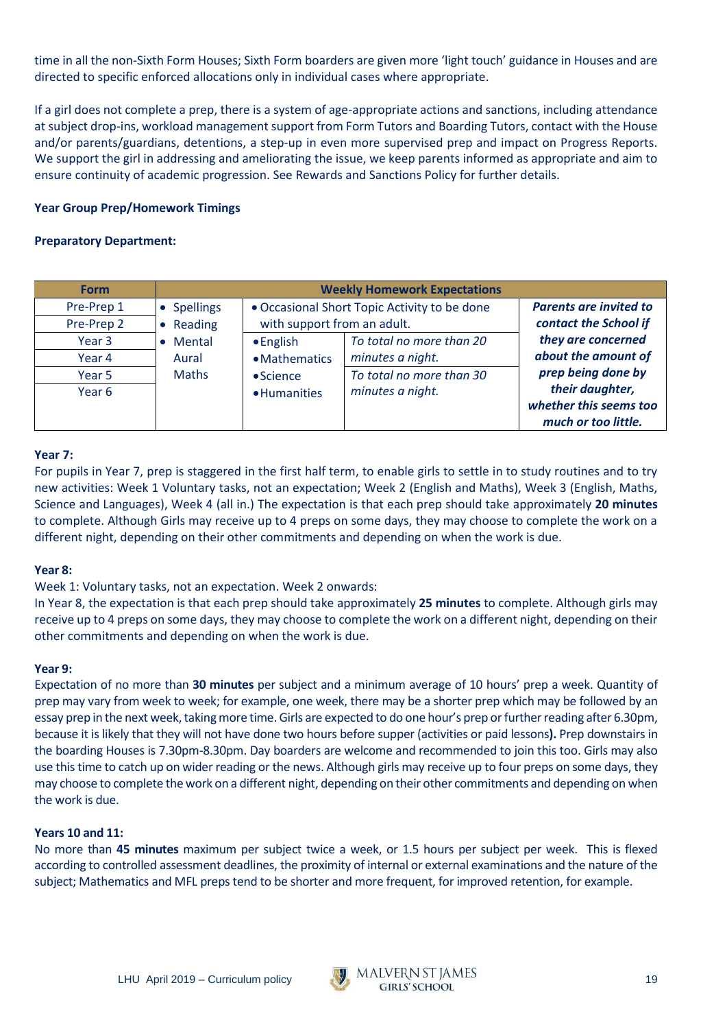time in all the non-Sixth Form Houses; Sixth Form boarders are given more 'light touch' guidance in Houses and are directed to specific enforced allocations only in individual cases where appropriate.

If a girl does not complete a prep, there is a system of age-appropriate actions and sanctions, including attendance at subject drop-ins, workload management support from Form Tutors and Boarding Tutors, contact with the House and/or parents/guardians, detentions, a step-up in even more supervised prep and impact on Progress Reports. We support the girl in addressing and ameliorating the issue, we keep parents informed as appropriate and aim to ensure continuity of academic progression. See Rewards and Sanctions Policy for further details.

**Year Group Prep/Homework Timings**

**Preparatory Department:**

| Form | Weekly Homework Expectations | | | |
|---|---|---|---|---|
| Pre-Prep 1 | • Spellings<br>• Reading<br>• Mental Aural Maths | • Occasional Short Topic Activity to be done with support from an adult. | | ***Parents are invited to contact the School if they are concerned about the amount of prep being done by their daughter, whether this seems too much or too little.*** |
| Pre-Prep 2 | | | | |
| Year 3 | | • English<br>• Mathematics<br>• Science<br>• Humanities | *To total no more than 20 minutes a night.* | |
| Year 4 | | | | |
| Year 5 | | | *To total no more than 30 minutes a night.* | |
| Year 6 | | | | |

**Year 7:**
For pupils in Year 7, prep is staggered in the first half term, to enable girls to settle in to study routines and to try new activities: Week 1 Voluntary tasks, not an expectation; Week 2 (English and Maths), Week 3 (English, Maths, Science and Languages), Week 4 (all in.) The expectation is that each prep should take approximately **20 minutes** to complete. Although Girls may receive up to 4 preps on some days, they may choose to complete the work on a different night, depending on their other commitments and depending on when the work is due.

**Year 8:**
Week 1: Voluntary tasks, not an expectation. Week 2 onwards:
In Year 8, the expectation is that each prep should take approximately **25 minutes** to complete. Although girls may receive up to 4 preps on some days, they may choose to complete the work on a different night, depending on their other commitments and depending on when the work is due.

**Year 9:**
Expectation of no more than **30 minutes** per subject and a minimum average of 10 hours' prep a week. Quantity of prep may vary from week to week; for example, one week, there may be a shorter prep which may be followed by an essay prep in the next week, taking more time. Girls are expected to do one hour's prep or further reading after 6.30pm, because it is likely that they will not have done two hours before supper (activities or paid lessons**).** Prep downstairs in the boarding Houses is 7.30pm-8.30pm. Day boarders are welcome and recommended to join this too. Girls may also use this time to catch up on wider reading or the news. Although girls may receive up to four preps on some days, they may choose to complete the work on a different night, depending on their other commitments and depending on when the work is due.

**Years 10 and 11:**
No more than **45 minutes** maximum per subject twice a week, or 1.5 hours per subject per week. This is flexed according to controlled assessment deadlines, the proximity of internal or external examinations and the nature of the subject; Mathematics and MFL preps tend to be shorter and more frequent, for improved retention, for example.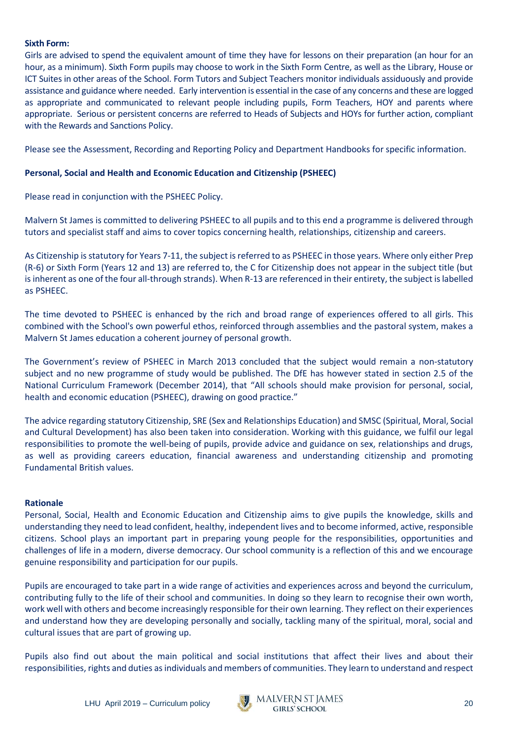**Sixth Form:**
Girls are advised to spend the equivalent amount of time they have for lessons on their preparation (an hour for an hour, as a minimum). Sixth Form pupils may choose to work in the Sixth Form Centre, as well as the Library, House or ICT Suites in other areas of the School. Form Tutors and Subject Teachers monitor individuals assiduously and provide assistance and guidance where needed. Early intervention is essential in the case of any concerns and these are logged as appropriate and communicated to relevant people including pupils, Form Teachers, HOY and parents where appropriate. Serious or persistent concerns are referred to Heads of Subjects and HOYs for further action, compliant with the Rewards and Sanctions Policy.

Please see the Assessment, Recording and Reporting Policy and Department Handbooks for specific information.

**Personal, Social and Health and Economic Education and Citizenship (PSHEEC)**

Please read in conjunction with the PSHEEC Policy.

Malvern St James is committed to delivering PSHEEC to all pupils and to this end a programme is delivered through tutors and specialist staff and aims to cover topics concerning health, relationships, citizenship and careers.

As Citizenship is statutory for Years 7-11, the subject is referred to as PSHEEC in those years. Where only either Prep (R-6) or Sixth Form (Years 12 and 13) are referred to, the C for Citizenship does not appear in the subject title (but is inherent as one of the four all-through strands). When R-13 are referenced in their entirety, the subject is labelled as PSHEEC.

The time devoted to PSHEEC is enhanced by the rich and broad range of experiences offered to all girls. This combined with the School's own powerful ethos, reinforced through assemblies and the pastoral system, makes a Malvern St James education a coherent journey of personal growth.

The Government's review of PSHEEC in March 2013 concluded that the subject would remain a non-statutory subject and no new programme of study would be published. The DfE has however stated in section 2.5 of the National Curriculum Framework (December 2014), that "All schools should make provision for personal, social, health and economic education (PSHEEC), drawing on good practice."

The advice regarding statutory Citizenship, SRE (Sex and Relationships Education) and SMSC (Spiritual, Moral, Social and Cultural Development) has also been taken into consideration. Working with this guidance, we fulfil our legal responsibilities to promote the well-being of pupils, provide advice and guidance on sex, relationships and drugs, as well as providing careers education, financial awareness and understanding citizenship and promoting Fundamental British values.

**Rationale**
Personal, Social, Health and Economic Education and Citizenship aims to give pupils the knowledge, skills and understanding they need to lead confident, healthy, independent lives and to become informed, active, responsible citizens. School plays an important part in preparing young people for the responsibilities, opportunities and challenges of life in a modern, diverse democracy. Our school community is a reflection of this and we encourage genuine responsibility and participation for our pupils.

Pupils are encouraged to take part in a wide range of activities and experiences across and beyond the curriculum, contributing fully to the life of their school and communities. In doing so they learn to recognise their own worth, work well with others and become increasingly responsible for their own learning. They reflect on their experiences and understand how they are developing personally and socially, tackling many of the spiritual, moral, social and cultural issues that are part of growing up.

Pupils also find out about the main political and social institutions that affect their lives and about their responsibilities, rights and duties as individuals and members of communities. They learn to understand and respect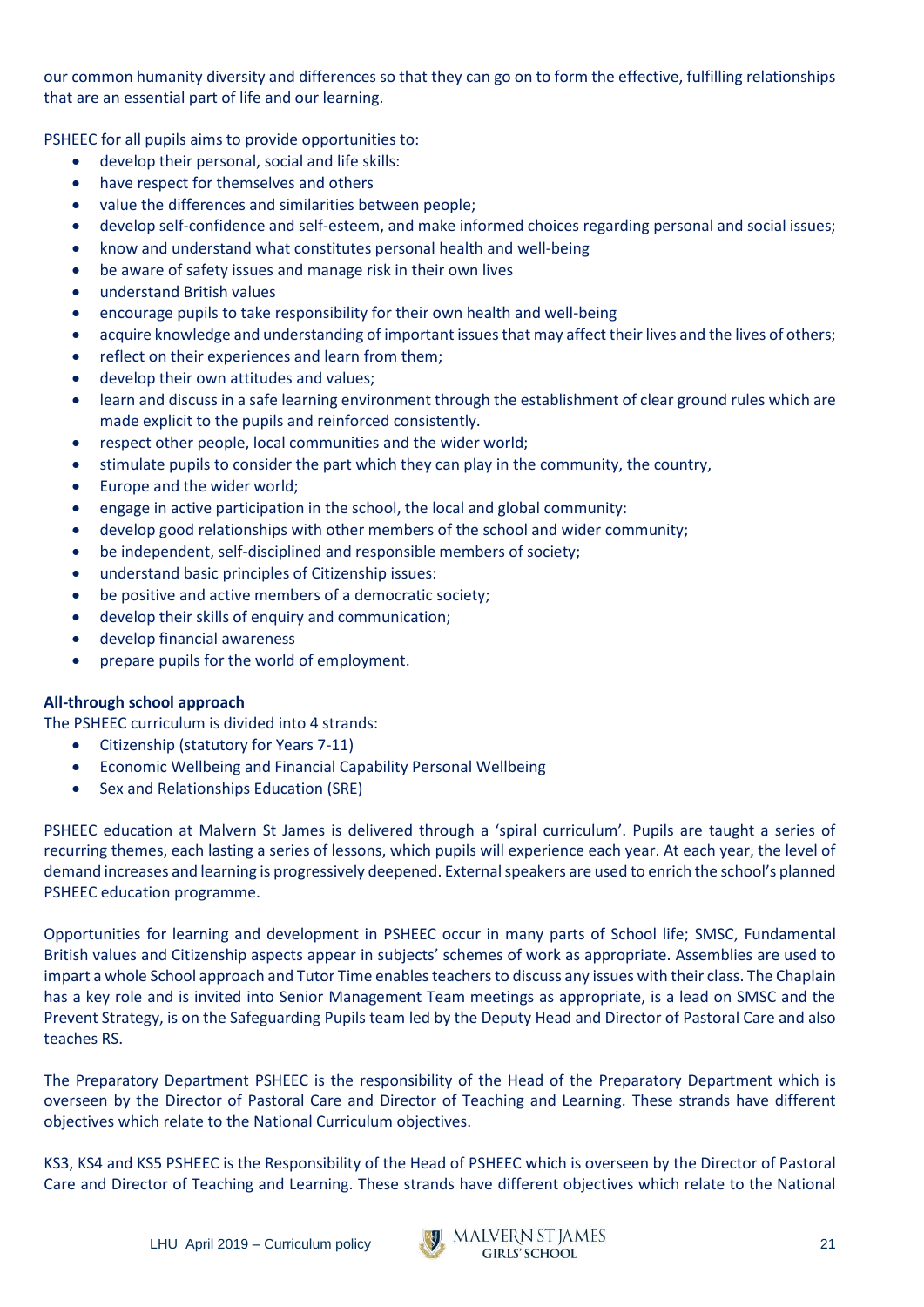our common humanity diversity and differences so that they can go on to form the effective, fulfilling relationships that are an essential part of life and our learning.

PSHEEC for all pupils aims to provide opportunities to:

- develop their personal, social and life skills:
- have respect for themselves and others
- value the differences and similarities between people;
- develop self-confidence and self-esteem, and make informed choices regarding personal and social issues;
- know and understand what constitutes personal health and well-being
- be aware of safety issues and manage risk in their own lives
- understand British values
- encourage pupils to take responsibility for their own health and well-being
- acquire knowledge and understanding of important issues that may affect their lives and the lives of others;
- reflect on their experiences and learn from them;
- develop their own attitudes and values;
- learn and discuss in a safe learning environment through the establishment of clear ground rules which are made explicit to the pupils and reinforced consistently.
- respect other people, local communities and the wider world;
- stimulate pupils to consider the part which they can play in the community, the country,
- Europe and the wider world;
- engage in active participation in the school, the local and global community:
- develop good relationships with other members of the school and wider community;
- be independent, self-disciplined and responsible members of society;
- understand basic principles of Citizenship issues:
- be positive and active members of a democratic society;
- develop their skills of enquiry and communication;
- develop financial awareness
- prepare pupils for the world of employment.

**All-through school approach**

The PSHEEC curriculum is divided into 4 strands:

- Citizenship (statutory for Years 7-11)
- Economic Wellbeing and Financial Capability Personal Wellbeing
- Sex and Relationships Education (SRE)

PSHEEC education at Malvern St James is delivered through a 'spiral curriculum'. Pupils are taught a series of recurring themes, each lasting a series of lessons, which pupils will experience each year. At each year, the level of demand increases and learning is progressively deepened. External speakers are used to enrich the school's planned PSHEEC education programme.

Opportunities for learning and development in PSHEEC occur in many parts of School life; SMSC, Fundamental British values and Citizenship aspects appear in subjects' schemes of work as appropriate. Assemblies are used to impart a whole School approach and Tutor Time enables teachers to discuss any issues with their class. The Chaplain has a key role and is invited into Senior Management Team meetings as appropriate, is a lead on SMSC and the Prevent Strategy, is on the Safeguarding Pupils team led by the Deputy Head and Director of Pastoral Care and also teaches RS.

The Preparatory Department PSHEEC is the responsibility of the Head of the Preparatory Department which is overseen by the Director of Pastoral Care and Director of Teaching and Learning. These strands have different objectives which relate to the National Curriculum objectives.

KS3, KS4 and KS5 PSHEEC is the Responsibility of the Head of PSHEEC which is overseen by the Director of Pastoral Care and Director of Teaching and Learning. These strands have different objectives which relate to the National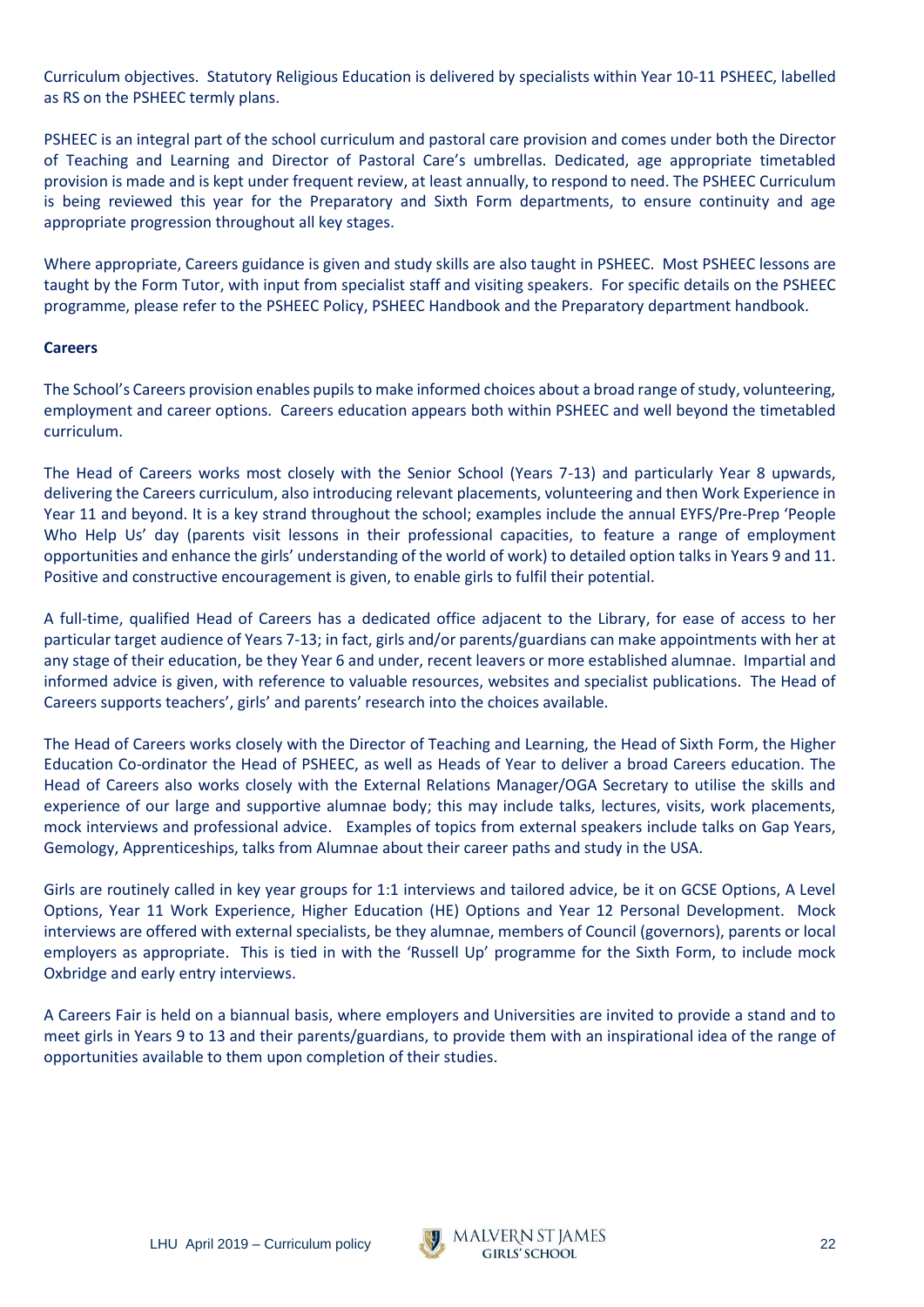Curriculum objectives. Statutory Religious Education is delivered by specialists within Year 10-11 PSHEEC, labelled as RS on the PSHEEC termly plans.

PSHEEC is an integral part of the school curriculum and pastoral care provision and comes under both the Director of Teaching and Learning and Director of Pastoral Care's umbrellas. Dedicated, age appropriate timetabled provision is made and is kept under frequent review, at least annually, to respond to need. The PSHEEC Curriculum is being reviewed this year for the Preparatory and Sixth Form departments, to ensure continuity and age appropriate progression throughout all key stages.

Where appropriate, Careers guidance is given and study skills are also taught in PSHEEC. Most PSHEEC lessons are taught by the Form Tutor, with input from specialist staff and visiting speakers. For specific details on the PSHEEC programme, please refer to the PSHEEC Policy, PSHEEC Handbook and the Preparatory department handbook.

**Careers**

The School's Careers provision enables pupils to make informed choices about a broad range of study, volunteering, employment and career options. Careers education appears both within PSHEEC and well beyond the timetabled curriculum.

The Head of Careers works most closely with the Senior School (Years 7-13) and particularly Year 8 upwards, delivering the Careers curriculum, also introducing relevant placements, volunteering and then Work Experience in Year 11 and beyond. It is a key strand throughout the school; examples include the annual EYFS/Pre-Prep 'People Who Help Us' day (parents visit lessons in their professional capacities, to feature a range of employment opportunities and enhance the girls' understanding of the world of work) to detailed option talks in Years 9 and 11. Positive and constructive encouragement is given, to enable girls to fulfil their potential.

A full-time, qualified Head of Careers has a dedicated office adjacent to the Library, for ease of access to her particular target audience of Years 7-13; in fact, girls and/or parents/guardians can make appointments with her at any stage of their education, be they Year 6 and under, recent leavers or more established alumnae. Impartial and informed advice is given, with reference to valuable resources, websites and specialist publications. The Head of Careers supports teachers', girls' and parents' research into the choices available.

The Head of Careers works closely with the Director of Teaching and Learning, the Head of Sixth Form, the Higher Education Co-ordinator the Head of PSHEEC, as well as Heads of Year to deliver a broad Careers education. The Head of Careers also works closely with the External Relations Manager/OGA Secretary to utilise the skills and experience of our large and supportive alumnae body; this may include talks, lectures, visits, work placements, mock interviews and professional advice. Examples of topics from external speakers include talks on Gap Years, Gemology, Apprenticeships, talks from Alumnae about their career paths and study in the USA.

Girls are routinely called in key year groups for 1:1 interviews and tailored advice, be it on GCSE Options, A Level Options, Year 11 Work Experience, Higher Education (HE) Options and Year 12 Personal Development. Mock interviews are offered with external specialists, be they alumnae, members of Council (governors), parents or local employers as appropriate. This is tied in with the 'Russell Up' programme for the Sixth Form, to include mock Oxbridge and early entry interviews.

A Careers Fair is held on a biannual basis, where employers and Universities are invited to provide a stand and to meet girls in Years 9 to 13 and their parents/guardians, to provide them with an inspirational idea of the range of opportunities available to them upon completion of their studies.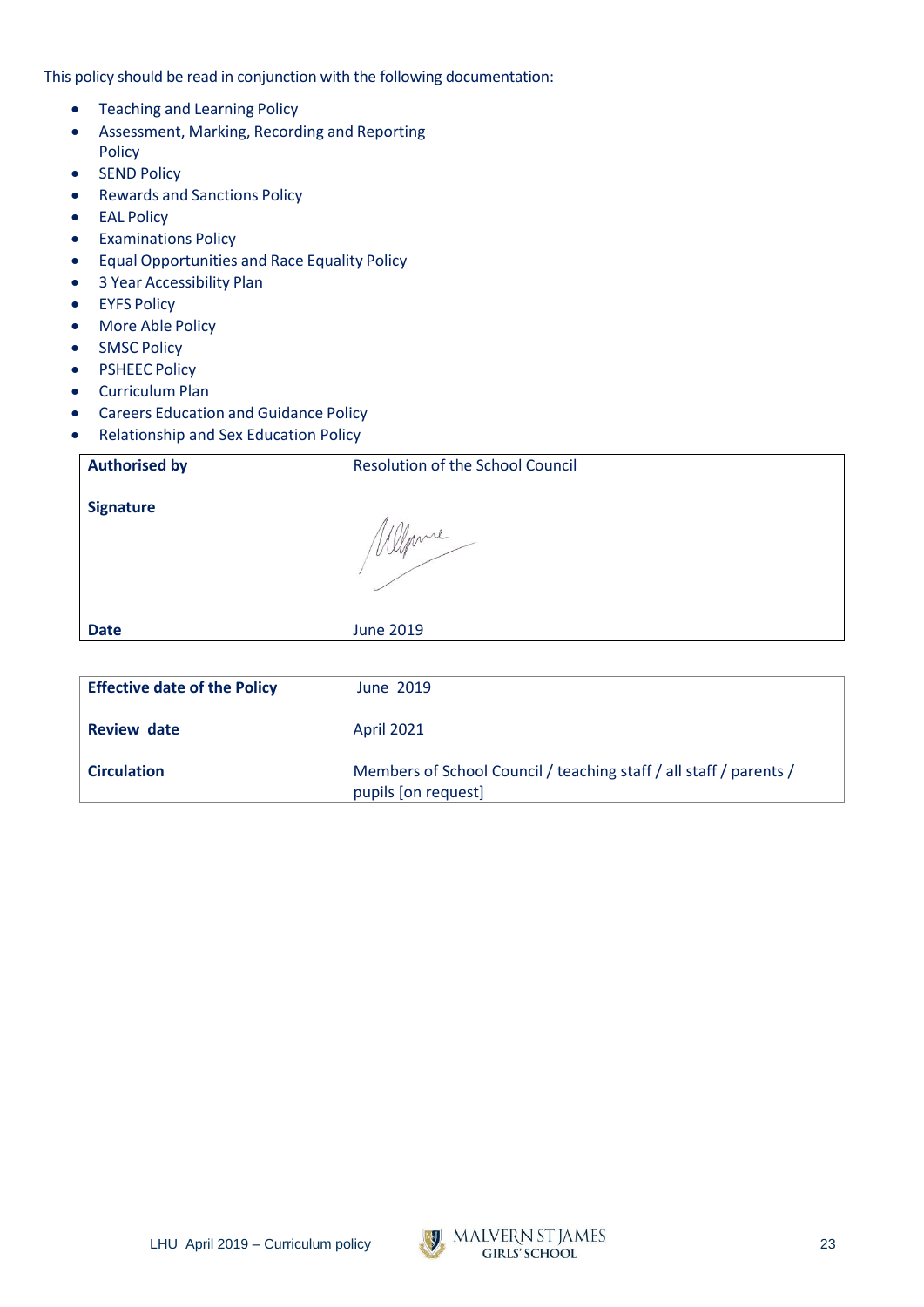This policy should be read in conjunction with the following documentation:

- Teaching and Learning Policy
- Assessment, Marking, Recording and Reporting Policy
- SEND Policy
- Rewards and Sanctions Policy
- EAL Policy
- Examinations Policy
- Equal Opportunities and Race Equality Policy
- 3 Year Accessibility Plan
- EYFS Policy
- More Able Policy
- SMSC Policy
- PSHEEC Policy
- Curriculum Plan
- Careers Education and Guidance Policy
- Relationship and Sex Education Policy

| | |
|---|---|
| **Authorised by** | Resolution of the School Council |
| **Signature** | |
| **Date** | June 2019 |

| | |
|---|---|
| **Effective date of the Policy** | June 2019 |
| **Review date** | April 2021 |
| **Circulation** | Members of School Council / teaching staff / all staff / parents / pupils [on request] |